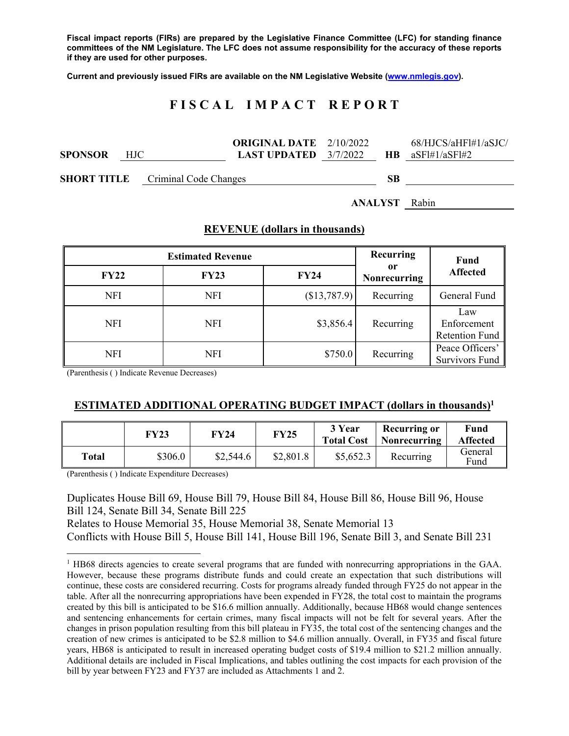**Fiscal impact reports (FIRs) are prepared by the Legislative Finance Committee (LFC) for standing finance committees of the NM Legislature. The LFC does not assume responsibility for the accuracy of these reports if they are used for other purposes.**

**Current and previously issued FIRs are available on the NM Legislative Website (www.nmlegis.gov).**

# FISCAL IMPACT REPORT

| | | | | | |
|---|---|---|---|---|---|
| **SPONSOR** | HJC | **ORIGINAL DATE** / **LAST UPDATED** | 2/10/2022 / 3/7/2022 | **HB** | 68/HJCS/aHFl#1/aSJC/aSFl#1/aSFl#2 |
| **SHORT TITLE** | Criminal Code Changes | | | **SB** | |
| | | | | **ANALYST** | Rabin |

## REVENUE (dollars in thousands)

| Estimated Revenue | | | Recurring or Nonrecurring | Fund Affected |
|---|---|---|---|---|
| **FY22** | **FY23** | **FY24** | | |
| NFI | NFI | ($13,787.9) | Recurring | General Fund |
| NFI | NFI | $3,856.4 | Recurring | Law Enforcement Retention Fund |
| NFI | NFI | $750.0 | Recurring | Peace Officers' Survivors Fund |

(Parenthesis ( ) Indicate Revenue Decreases)

## ESTIMATED ADDITIONAL OPERATING BUDGET IMPACT (dollars in thousands)[1]

| | FY23 | FY24 | FY25 | 3 Year Total Cost | Recurring or Nonrecurring | Fund Affected |
|---|---|---|---|---|---|---|
| **Total** | $306.0 | $2,544.6 | $2,801.8 | $5,652.3 | Recurring | General Fund |

(Parenthesis ( ) Indicate Expenditure Decreases)

Duplicates House Bill 69, House Bill 79, House Bill 84, House Bill 86, House Bill 96, House Bill 124, Senate Bill 34, Senate Bill 225
Relates to House Memorial 35, House Memorial 38, Senate Memorial 13
Conflicts with House Bill 5, House Bill 141, House Bill 196, Senate Bill 3, and Senate Bill 231

---

[1] HB68 directs agencies to create several programs that are funded with nonrecurring appropriations in the GAA. However, because these programs distribute funds and could create an expectation that such distributions will continue, these costs are considered recurring. Costs for programs already funded through FY25 do not appear in the table. After all the nonrecurring appropriations have been expended in FY28, the total cost to maintain the programs created by this bill is anticipated to be $16.6 million annually. Additionally, because HB68 would change sentences and sentencing enhancements for certain crimes, many fiscal impacts will not be felt for several years. After the changes in prison population resulting from this bill plateau in FY35, the total cost of the sentencing changes and the creation of new crimes is anticipated to be $2.8 million to $4.6 million annually. Overall, in FY35 and fiscal future years, HB68 is anticipated to result in increased operating budget costs of $19.4 million to $21.2 million annually. Additional details are included in Fiscal Implications, and tables outlining the cost impacts for each provision of the bill by year between FY23 and FY37 are included as Attachments 1 and 2.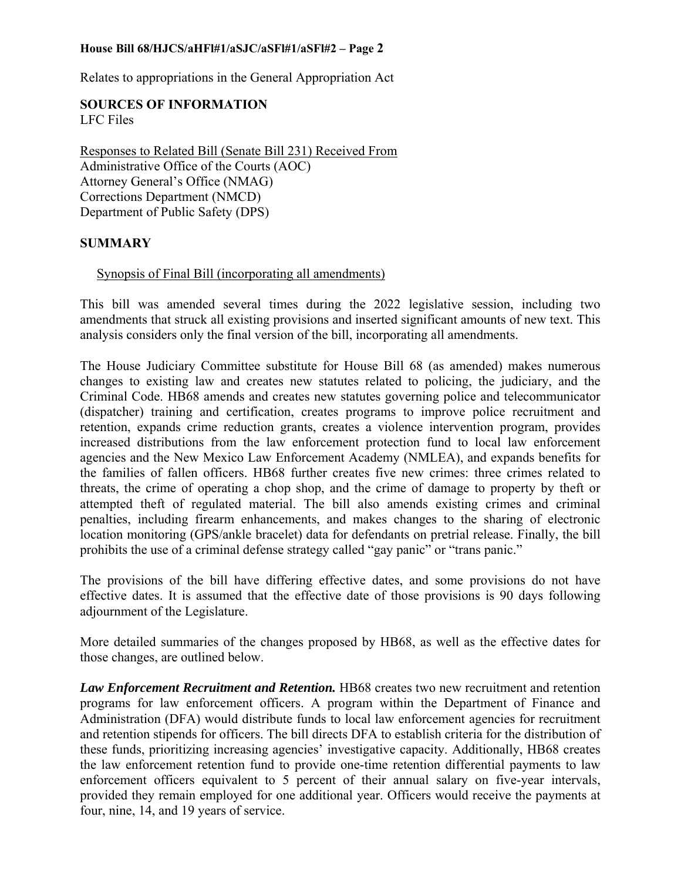Relates to appropriations in the General Appropriation Act

**SOURCES OF INFORMATION**
LFC Files

Responses to Related Bill (Senate Bill 231) Received From
Administrative Office of the Courts (AOC)
Attorney General's Office (NMAG)
Corrections Department (NMCD)
Department of Public Safety (DPS)

**SUMMARY**

Synopsis of Final Bill (incorporating all amendments)

This bill was amended several times during the 2022 legislative session, including two amendments that struck all existing provisions and inserted significant amounts of new text. This analysis considers only the final version of the bill, incorporating all amendments.

The House Judiciary Committee substitute for House Bill 68 (as amended) makes numerous changes to existing law and creates new statutes related to policing, the judiciary, and the Criminal Code. HB68 amends and creates new statutes governing police and telecommunicator (dispatcher) training and certification, creates programs to improve police recruitment and retention, expands crime reduction grants, creates a violence intervention program, provides increased distributions from the law enforcement protection fund to local law enforcement agencies and the New Mexico Law Enforcement Academy (NMLEA), and expands benefits for the families of fallen officers. HB68 further creates five new crimes: three crimes related to threats, the crime of operating a chop shop, and the crime of damage to property by theft or attempted theft of regulated material. The bill also amends existing crimes and criminal penalties, including firearm enhancements, and makes changes to the sharing of electronic location monitoring (GPS/ankle bracelet) data for defendants on pretrial release. Finally, the bill prohibits the use of a criminal defense strategy called "gay panic" or "trans panic."

The provisions of the bill have differing effective dates, and some provisions do not have effective dates. It is assumed that the effective date of those provisions is 90 days following adjournment of the Legislature.

More detailed summaries of the changes proposed by HB68, as well as the effective dates for those changes, are outlined below.

***Law Enforcement Recruitment and Retention.*** HB68 creates two new recruitment and retention programs for law enforcement officers. A program within the Department of Finance and Administration (DFA) would distribute funds to local law enforcement agencies for recruitment and retention stipends for officers. The bill directs DFA to establish criteria for the distribution of these funds, prioritizing increasing agencies' investigative capacity. Additionally, HB68 creates the law enforcement retention fund to provide one-time retention differential payments to law enforcement officers equivalent to 5 percent of their annual salary on five-year intervals, provided they remain employed for one additional year. Officers would receive the payments at four, nine, 14, and 19 years of service.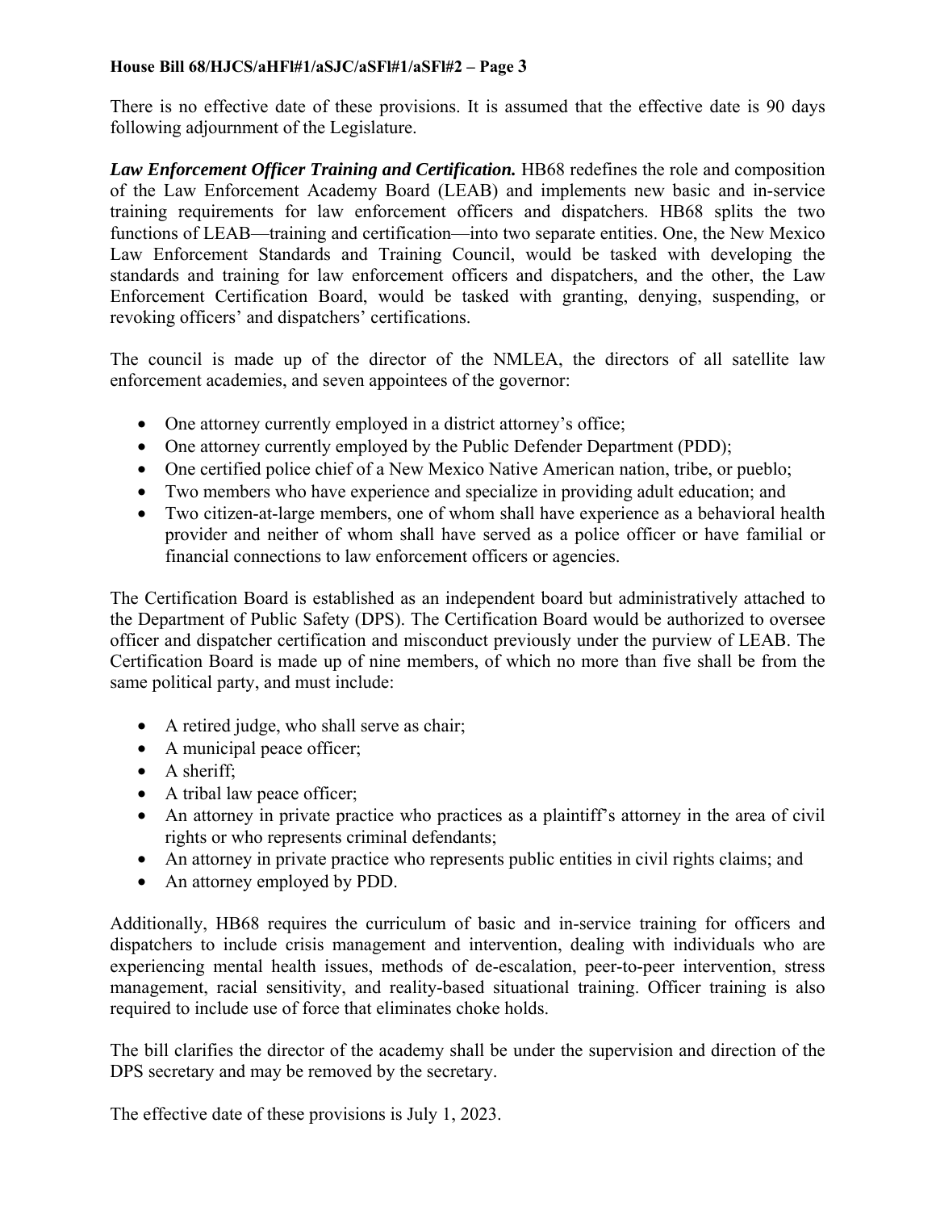There is no effective date of these provisions. It is assumed that the effective date is 90 days following adjournment of the Legislature.

***Law Enforcement Officer Training and Certification.*** HB68 redefines the role and composition of the Law Enforcement Academy Board (LEAB) and implements new basic and in-service training requirements for law enforcement officers and dispatchers. HB68 splits the two functions of LEAB—training and certification—into two separate entities. One, the New Mexico Law Enforcement Standards and Training Council, would be tasked with developing the standards and training for law enforcement officers and dispatchers, and the other, the Law Enforcement Certification Board, would be tasked with granting, denying, suspending, or revoking officers' and dispatchers' certifications.

The council is made up of the director of the NMLEA, the directors of all satellite law enforcement academies, and seven appointees of the governor:

- One attorney currently employed in a district attorney's office;
- One attorney currently employed by the Public Defender Department (PDD);
- One certified police chief of a New Mexico Native American nation, tribe, or pueblo;
- Two members who have experience and specialize in providing adult education; and
- Two citizen-at-large members, one of whom shall have experience as a behavioral health provider and neither of whom shall have served as a police officer or have familial or financial connections to law enforcement officers or agencies.

The Certification Board is established as an independent board but administratively attached to the Department of Public Safety (DPS). The Certification Board would be authorized to oversee officer and dispatcher certification and misconduct previously under the purview of LEAB. The Certification Board is made up of nine members, of which no more than five shall be from the same political party, and must include:

- A retired judge, who shall serve as chair;
- A municipal peace officer;
- A sheriff;
- A tribal law peace officer;
- An attorney in private practice who practices as a plaintiff's attorney in the area of civil rights or who represents criminal defendants;
- An attorney in private practice who represents public entities in civil rights claims; and
- An attorney employed by PDD.

Additionally, HB68 requires the curriculum of basic and in-service training for officers and dispatchers to include crisis management and intervention, dealing with individuals who are experiencing mental health issues, methods of de-escalation, peer-to-peer intervention, stress management, racial sensitivity, and reality-based situational training. Officer training is also required to include use of force that eliminates choke holds.

The bill clarifies the director of the academy shall be under the supervision and direction of the DPS secretary and may be removed by the secretary.

The effective date of these provisions is July 1, 2023.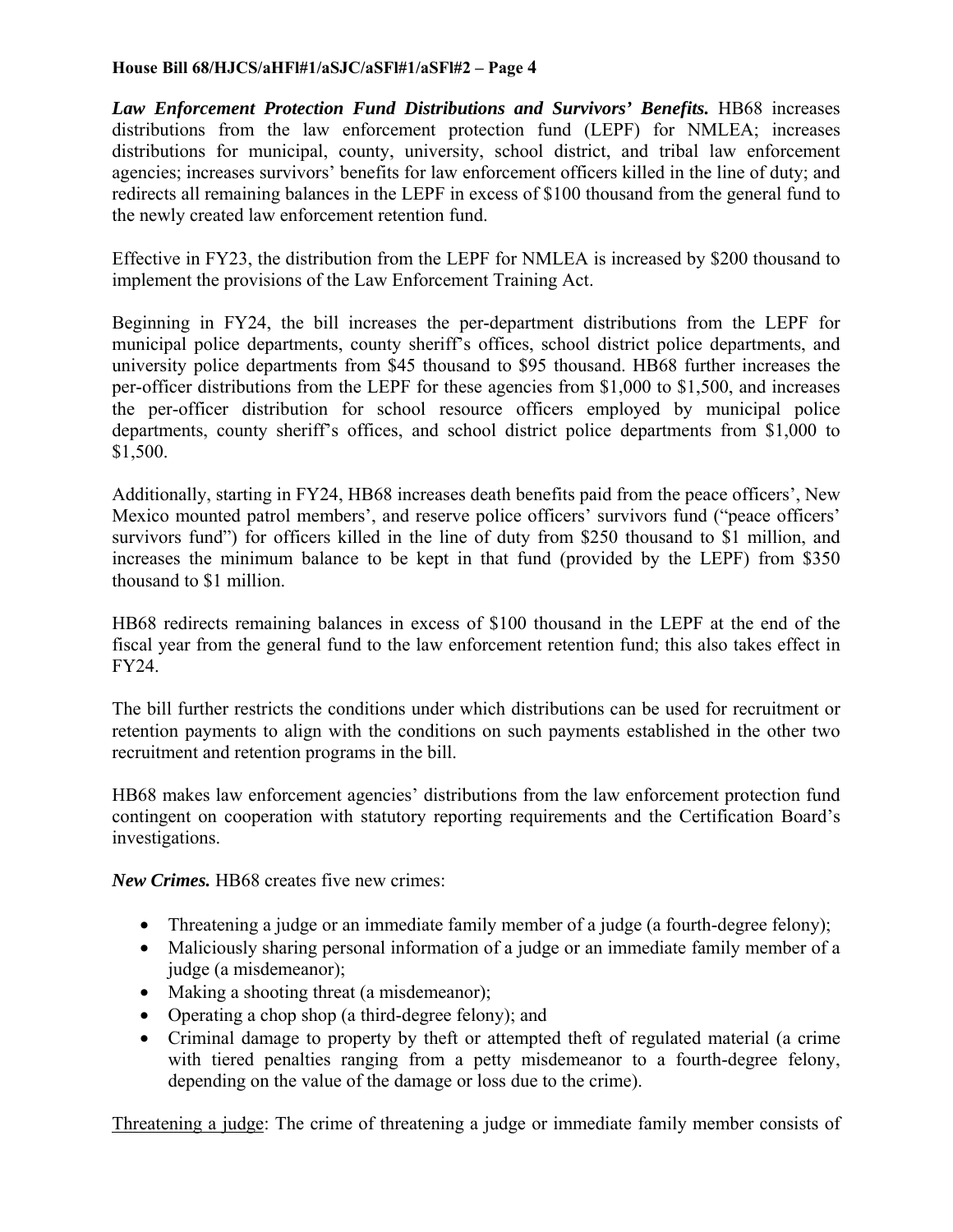***Law Enforcement Protection Fund Distributions and Survivors' Benefits.*** HB68 increases distributions from the law enforcement protection fund (LEPF) for NMLEA; increases distributions for municipal, county, university, school district, and tribal law enforcement agencies; increases survivors' benefits for law enforcement officers killed in the line of duty; and redirects all remaining balances in the LEPF in excess of $100 thousand from the general fund to the newly created law enforcement retention fund.

Effective in FY23, the distribution from the LEPF for NMLEA is increased by $200 thousand to implement the provisions of the Law Enforcement Training Act.

Beginning in FY24, the bill increases the per-department distributions from the LEPF for municipal police departments, county sheriff's offices, school district police departments, and university police departments from $45 thousand to $95 thousand. HB68 further increases the per-officer distributions from the LEPF for these agencies from $1,000 to $1,500, and increases the per-officer distribution for school resource officers employed by municipal police departments, county sheriff's offices, and school district police departments from $1,000 to $1,500.

Additionally, starting in FY24, HB68 increases death benefits paid from the peace officers', New Mexico mounted patrol members', and reserve police officers' survivors fund ("peace officers' survivors fund") for officers killed in the line of duty from $250 thousand to $1 million, and increases the minimum balance to be kept in that fund (provided by the LEPF) from $350 thousand to $1 million.

HB68 redirects remaining balances in excess of $100 thousand in the LEPF at the end of the fiscal year from the general fund to the law enforcement retention fund; this also takes effect in FY24.

The bill further restricts the conditions under which distributions can be used for recruitment or retention payments to align with the conditions on such payments established in the other two recruitment and retention programs in the bill.

HB68 makes law enforcement agencies' distributions from the law enforcement protection fund contingent on cooperation with statutory reporting requirements and the Certification Board's investigations.

***New Crimes.*** HB68 creates five new crimes:

- Threatening a judge or an immediate family member of a judge (a fourth-degree felony);
- Maliciously sharing personal information of a judge or an immediate family member of a judge (a misdemeanor);
- Making a shooting threat (a misdemeanor);
- Operating a chop shop (a third-degree felony); and
- Criminal damage to property by theft or attempted theft of regulated material (a crime with tiered penalties ranging from a petty misdemeanor to a fourth-degree felony, depending on the value of the damage or loss due to the crime).

<u>Threatening a judge</u>: The crime of threatening a judge or immediate family member consists of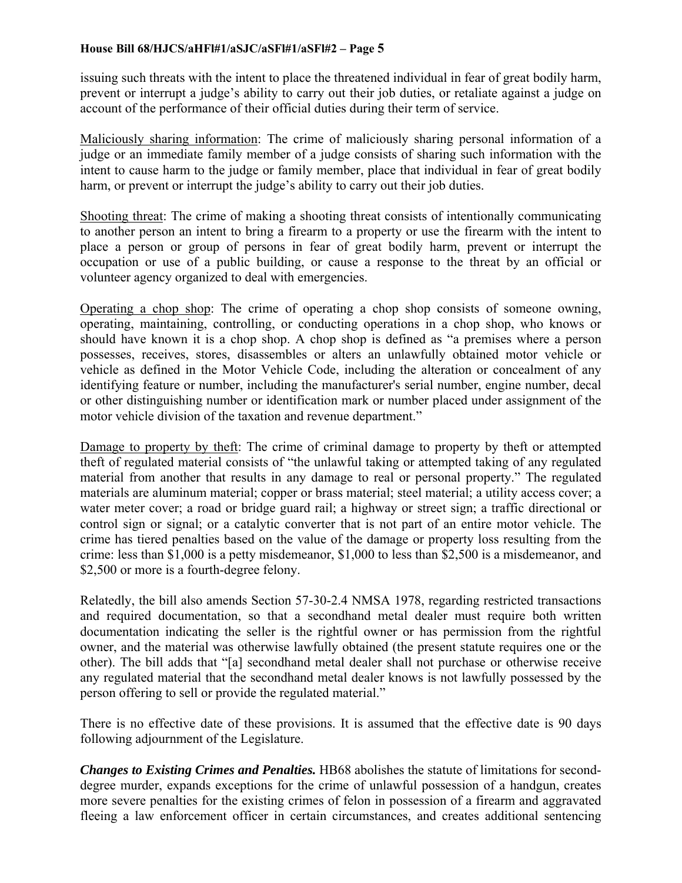issuing such threats with the intent to place the threatened individual in fear of great bodily harm, prevent or interrupt a judge's ability to carry out their job duties, or retaliate against a judge on account of the performance of their official duties during their term of service.

Maliciously sharing information: The crime of maliciously sharing personal information of a judge or an immediate family member of a judge consists of sharing such information with the intent to cause harm to the judge or family member, place that individual in fear of great bodily harm, or prevent or interrupt the judge's ability to carry out their job duties.

Shooting threat: The crime of making a shooting threat consists of intentionally communicating to another person an intent to bring a firearm to a property or use the firearm with the intent to place a person or group of persons in fear of great bodily harm, prevent or interrupt the occupation or use of a public building, or cause a response to the threat by an official or volunteer agency organized to deal with emergencies.

Operating a chop shop: The crime of operating a chop shop consists of someone owning, operating, maintaining, controlling, or conducting operations in a chop shop, who knows or should have known it is a chop shop. A chop shop is defined as "a premises where a person possesses, receives, stores, disassembles or alters an unlawfully obtained motor vehicle or vehicle as defined in the Motor Vehicle Code, including the alteration or concealment of any identifying feature or number, including the manufacturer's serial number, engine number, decal or other distinguishing number or identification mark or number placed under assignment of the motor vehicle division of the taxation and revenue department."

Damage to property by theft: The crime of criminal damage to property by theft or attempted theft of regulated material consists of "the unlawful taking or attempted taking of any regulated material from another that results in any damage to real or personal property." The regulated materials are aluminum material; copper or brass material; steel material; a utility access cover; a water meter cover; a road or bridge guard rail; a highway or street sign; a traffic directional or control sign or signal; or a catalytic converter that is not part of an entire motor vehicle. The crime has tiered penalties based on the value of the damage or property loss resulting from the crime: less than $1,000 is a petty misdemeanor, $1,000 to less than $2,500 is a misdemeanor, and $2,500 or more is a fourth-degree felony.

Relatedly, the bill also amends Section 57-30-2.4 NMSA 1978, regarding restricted transactions and required documentation, so that a secondhand metal dealer must require both written documentation indicating the seller is the rightful owner or has permission from the rightful owner, and the material was otherwise lawfully obtained (the present statute requires one or the other). The bill adds that "[a] secondhand metal dealer shall not purchase or otherwise receive any regulated material that the secondhand metal dealer knows is not lawfully possessed by the person offering to sell or provide the regulated material."

There is no effective date of these provisions. It is assumed that the effective date is 90 days following adjournment of the Legislature.

***Changes to Existing Crimes and Penalties.*** HB68 abolishes the statute of limitations for second-degree murder, expands exceptions for the crime of unlawful possession of a handgun, creates more severe penalties for the existing crimes of felon in possession of a firearm and aggravated fleeing a law enforcement officer in certain circumstances, and creates additional sentencing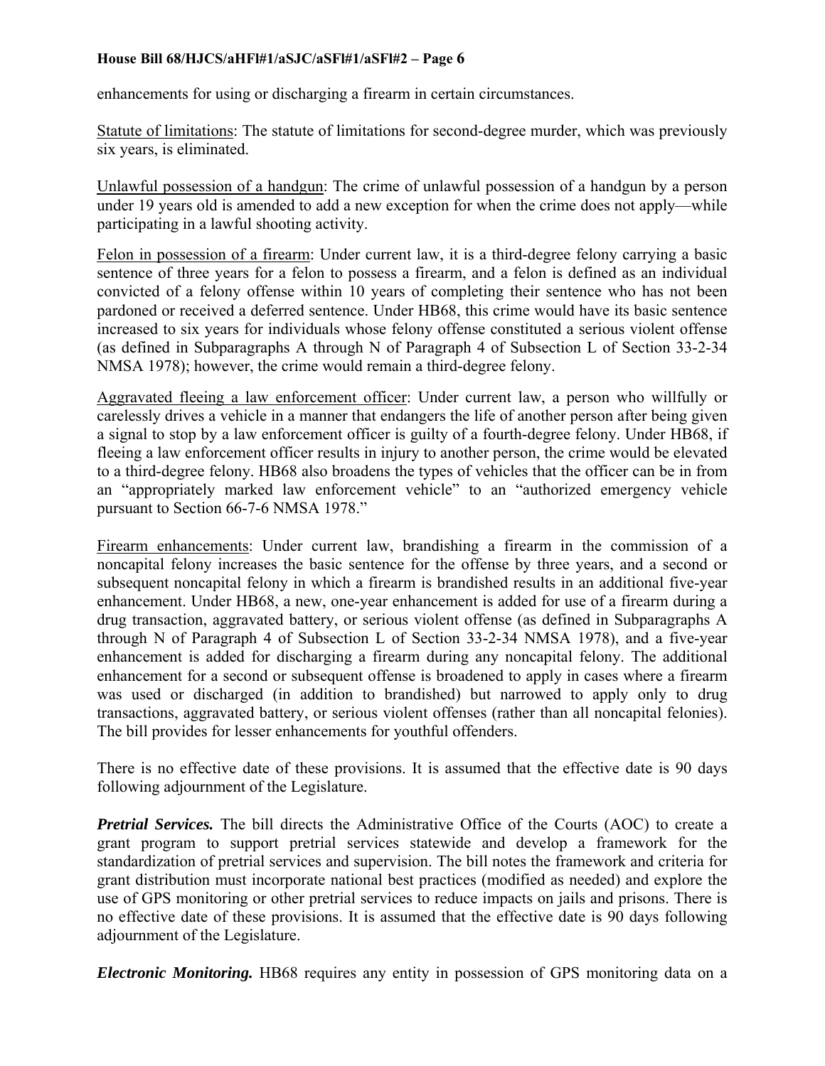enhancements for using or discharging a firearm in certain circumstances.

Statute of limitations: The statute of limitations for second-degree murder, which was previously six years, is eliminated.

Unlawful possession of a handgun: The crime of unlawful possession of a handgun by a person under 19 years old is amended to add a new exception for when the crime does not apply—while participating in a lawful shooting activity.

Felon in possession of a firearm: Under current law, it is a third-degree felony carrying a basic sentence of three years for a felon to possess a firearm, and a felon is defined as an individual convicted of a felony offense within 10 years of completing their sentence who has not been pardoned or received a deferred sentence. Under HB68, this crime would have its basic sentence increased to six years for individuals whose felony offense constituted a serious violent offense (as defined in Subparagraphs A through N of Paragraph 4 of Subsection L of Section 33-2-34 NMSA 1978); however, the crime would remain a third-degree felony.

Aggravated fleeing a law enforcement officer: Under current law, a person who willfully or carelessly drives a vehicle in a manner that endangers the life of another person after being given a signal to stop by a law enforcement officer is guilty of a fourth-degree felony. Under HB68, if fleeing a law enforcement officer results in injury to another person, the crime would be elevated to a third-degree felony. HB68 also broadens the types of vehicles that the officer can be in from an "appropriately marked law enforcement vehicle" to an "authorized emergency vehicle pursuant to Section 66-7-6 NMSA 1978."

Firearm enhancements: Under current law, brandishing a firearm in the commission of a noncapital felony increases the basic sentence for the offense by three years, and a second or subsequent noncapital felony in which a firearm is brandished results in an additional five-year enhancement. Under HB68, a new, one-year enhancement is added for use of a firearm during a drug transaction, aggravated battery, or serious violent offense (as defined in Subparagraphs A through N of Paragraph 4 of Subsection L of Section 33-2-34 NMSA 1978), and a five-year enhancement is added for discharging a firearm during any noncapital felony. The additional enhancement for a second or subsequent offense is broadened to apply in cases where a firearm was used or discharged (in addition to brandished) but narrowed to apply only to drug transactions, aggravated battery, or serious violent offenses (rather than all noncapital felonies). The bill provides for lesser enhancements for youthful offenders.

There is no effective date of these provisions. It is assumed that the effective date is 90 days following adjournment of the Legislature.

***Pretrial Services.*** The bill directs the Administrative Office of the Courts (AOC) to create a grant program to support pretrial services statewide and develop a framework for the standardization of pretrial services and supervision. The bill notes the framework and criteria for grant distribution must incorporate national best practices (modified as needed) and explore the use of GPS monitoring or other pretrial services to reduce impacts on jails and prisons. There is no effective date of these provisions. It is assumed that the effective date is 90 days following adjournment of the Legislature.

***Electronic Monitoring.*** HB68 requires any entity in possession of GPS monitoring data on a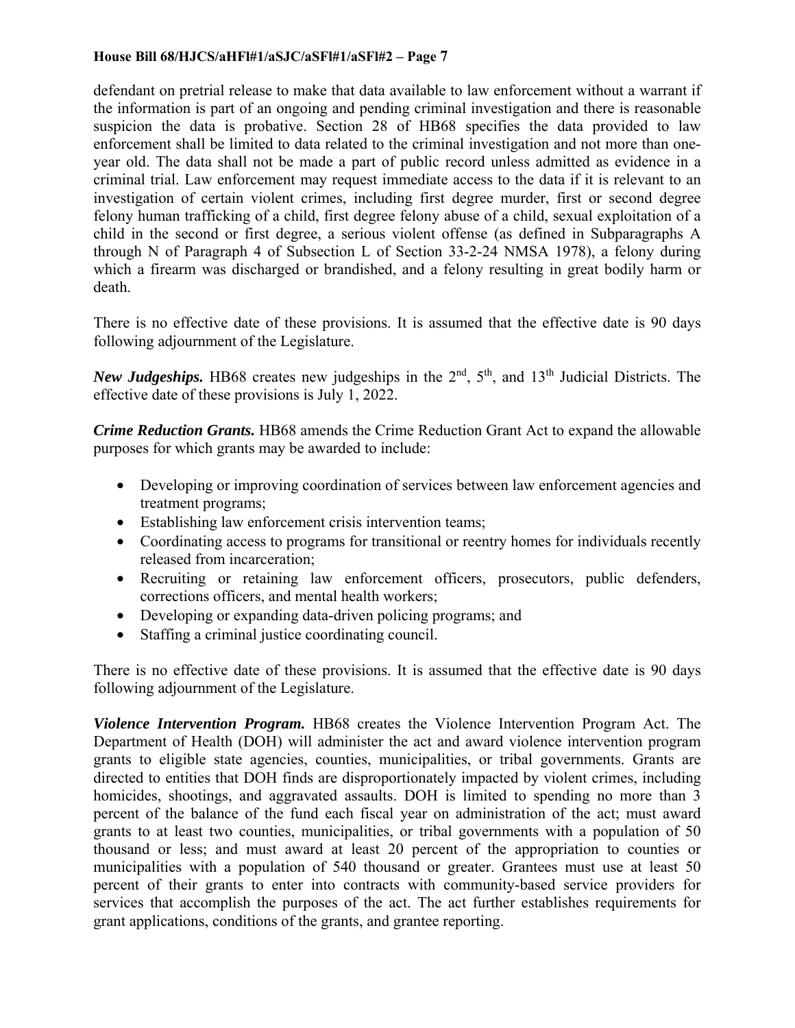defendant on pretrial release to make that data available to law enforcement without a warrant if the information is part of an ongoing and pending criminal investigation and there is reasonable suspicion the data is probative. Section 28 of HB68 specifies the data provided to law enforcement shall be limited to data related to the criminal investigation and not more than one-year old. The data shall not be made a part of public record unless admitted as evidence in a criminal trial. Law enforcement may request immediate access to the data if it is relevant to an investigation of certain violent crimes, including first degree murder, first or second degree felony human trafficking of a child, first degree felony abuse of a child, sexual exploitation of a child in the second or first degree, a serious violent offense (as defined in Subparagraphs A through N of Paragraph 4 of Subsection L of Section 33-2-24 NMSA 1978), a felony during which a firearm was discharged or brandished, and a felony resulting in great bodily harm or death.

There is no effective date of these provisions. It is assumed that the effective date is 90 days following adjournment of the Legislature.

***New Judgeships.*** HB68 creates new judgeships in the 2nd, 5th, and 13th Judicial Districts. The effective date of these provisions is July 1, 2022.

***Crime Reduction Grants.*** HB68 amends the Crime Reduction Grant Act to expand the allowable purposes for which grants may be awarded to include:

- Developing or improving coordination of services between law enforcement agencies and treatment programs;
- Establishing law enforcement crisis intervention teams;
- Coordinating access to programs for transitional or reentry homes for individuals recently released from incarceration;
- Recruiting or retaining law enforcement officers, prosecutors, public defenders, corrections officers, and mental health workers;
- Developing or expanding data-driven policing programs; and
- Staffing a criminal justice coordinating council.

There is no effective date of these provisions. It is assumed that the effective date is 90 days following adjournment of the Legislature.

***Violence Intervention Program.*** HB68 creates the Violence Intervention Program Act. The Department of Health (DOH) will administer the act and award violence intervention program grants to eligible state agencies, counties, municipalities, or tribal governments. Grants are directed to entities that DOH finds are disproportionately impacted by violent crimes, including homicides, shootings, and aggravated assaults. DOH is limited to spending no more than 3 percent of the balance of the fund each fiscal year on administration of the act; must award grants to at least two counties, municipalities, or tribal governments with a population of 50 thousand or less; and must award at least 20 percent of the appropriation to counties or municipalities with a population of 540 thousand or greater. Grantees must use at least 50 percent of their grants to enter into contracts with community-based service providers for services that accomplish the purposes of the act. The act further establishes requirements for grant applications, conditions of the grants, and grantee reporting.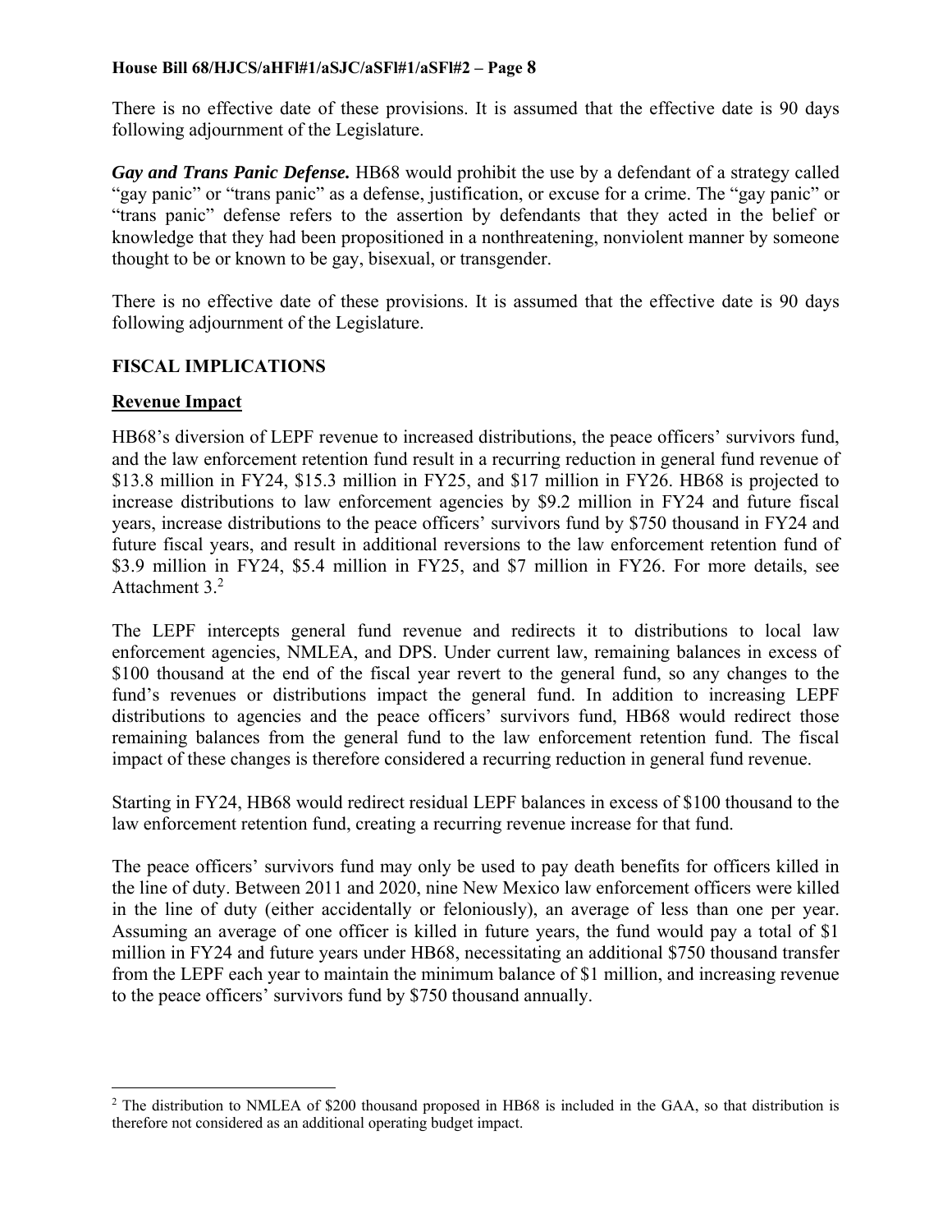There is no effective date of these provisions. It is assumed that the effective date is 90 days following adjournment of the Legislature.

***Gay and Trans Panic Defense.*** HB68 would prohibit the use by a defendant of a strategy called "gay panic" or "trans panic" as a defense, justification, or excuse for a crime. The "gay panic" or "trans panic" defense refers to the assertion by defendants that they acted in the belief or knowledge that they had been propositioned in a nonthreatening, nonviolent manner by someone thought to be or known to be gay, bisexual, or transgender.

There is no effective date of these provisions. It is assumed that the effective date is 90 days following adjournment of the Legislature.

## FISCAL IMPLICATIONS

### Revenue Impact

HB68's diversion of LEPF revenue to increased distributions, the peace officers' survivors fund, and the law enforcement retention fund result in a recurring reduction in general fund revenue of \$13.8 million in FY24, \$15.3 million in FY25, and \$17 million in FY26. HB68 is projected to increase distributions to law enforcement agencies by \$9.2 million in FY24 and future fiscal years, increase distributions to the peace officers' survivors fund by \$750 thousand in FY24 and future fiscal years, and result in additional reversions to the law enforcement retention fund of \$3.9 million in FY24, \$5.4 million in FY25, and \$7 million in FY26. For more details, see Attachment 3.[2]

The LEPF intercepts general fund revenue and redirects it to distributions to local law enforcement agencies, NMLEA, and DPS. Under current law, remaining balances in excess of \$100 thousand at the end of the fiscal year revert to the general fund, so any changes to the fund's revenues or distributions impact the general fund. In addition to increasing LEPF distributions to agencies and the peace officers' survivors fund, HB68 would redirect those remaining balances from the general fund to the law enforcement retention fund. The fiscal impact of these changes is therefore considered a recurring reduction in general fund revenue.

Starting in FY24, HB68 would redirect residual LEPF balances in excess of \$100 thousand to the law enforcement retention fund, creating a recurring revenue increase for that fund.

The peace officers' survivors fund may only be used to pay death benefits for officers killed in the line of duty. Between 2011 and 2020, nine New Mexico law enforcement officers were killed in the line of duty (either accidentally or feloniously), an average of less than one per year. Assuming an average of one officer is killed in future years, the fund would pay a total of \$1 million in FY24 and future years under HB68, necessitating an additional \$750 thousand transfer from the LEPF each year to maintain the minimum balance of \$1 million, and increasing revenue to the peace officers' survivors fund by \$750 thousand annually.

[2] The distribution to NMLEA of \$200 thousand proposed in HB68 is included in the GAA, so that distribution is therefore not considered as an additional operating budget impact.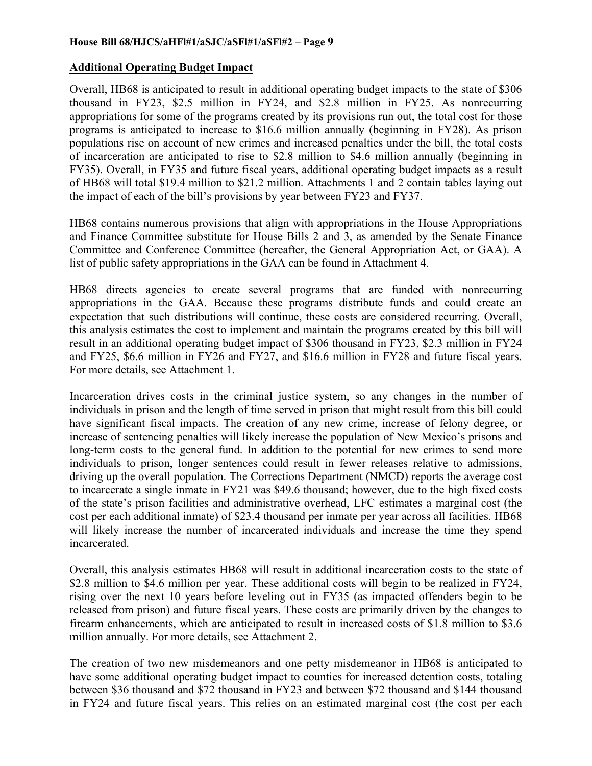**Additional Operating Budget Impact**

Overall, HB68 is anticipated to result in additional operating budget impacts to the state of $306 thousand in FY23, $2.5 million in FY24, and $2.8 million in FY25. As nonrecurring appropriations for some of the programs created by its provisions run out, the total cost for those programs is anticipated to increase to $16.6 million annually (beginning in FY28). As prison populations rise on account of new crimes and increased penalties under the bill, the total costs of incarceration are anticipated to rise to $2.8 million to $4.6 million annually (beginning in FY35). Overall, in FY35 and future fiscal years, additional operating budget impacts as a result of HB68 will total $19.4 million to $21.2 million. Attachments 1 and 2 contain tables laying out the impact of each of the bill's provisions by year between FY23 and FY37.

HB68 contains numerous provisions that align with appropriations in the House Appropriations and Finance Committee substitute for House Bills 2 and 3, as amended by the Senate Finance Committee and Conference Committee (hereafter, the General Appropriation Act, or GAA). A list of public safety appropriations in the GAA can be found in Attachment 4.

HB68 directs agencies to create several programs that are funded with nonrecurring appropriations in the GAA. Because these programs distribute funds and could create an expectation that such distributions will continue, these costs are considered recurring. Overall, this analysis estimates the cost to implement and maintain the programs created by this bill will result in an additional operating budget impact of $306 thousand in FY23, $2.3 million in FY24 and FY25, $6.6 million in FY26 and FY27, and $16.6 million in FY28 and future fiscal years. For more details, see Attachment 1.

Incarceration drives costs in the criminal justice system, so any changes in the number of individuals in prison and the length of time served in prison that might result from this bill could have significant fiscal impacts. The creation of any new crime, increase of felony degree, or increase of sentencing penalties will likely increase the population of New Mexico's prisons and long-term costs to the general fund. In addition to the potential for new crimes to send more individuals to prison, longer sentences could result in fewer releases relative to admissions, driving up the overall population. The Corrections Department (NMCD) reports the average cost to incarcerate a single inmate in FY21 was $49.6 thousand; however, due to the high fixed costs of the state's prison facilities and administrative overhead, LFC estimates a marginal cost (the cost per each additional inmate) of $23.4 thousand per inmate per year across all facilities. HB68 will likely increase the number of incarcerated individuals and increase the time they spend incarcerated.

Overall, this analysis estimates HB68 will result in additional incarceration costs to the state of $2.8 million to $4.6 million per year. These additional costs will begin to be realized in FY24, rising over the next 10 years before leveling out in FY35 (as impacted offenders begin to be released from prison) and future fiscal years. These costs are primarily driven by the changes to firearm enhancements, which are anticipated to result in increased costs of $1.8 million to $3.6 million annually. For more details, see Attachment 2.

The creation of two new misdemeanors and one petty misdemeanor in HB68 is anticipated to have some additional operating budget impact to counties for increased detention costs, totaling between $36 thousand and $72 thousand in FY23 and between $72 thousand and $144 thousand in FY24 and future fiscal years. This relies on an estimated marginal cost (the cost per each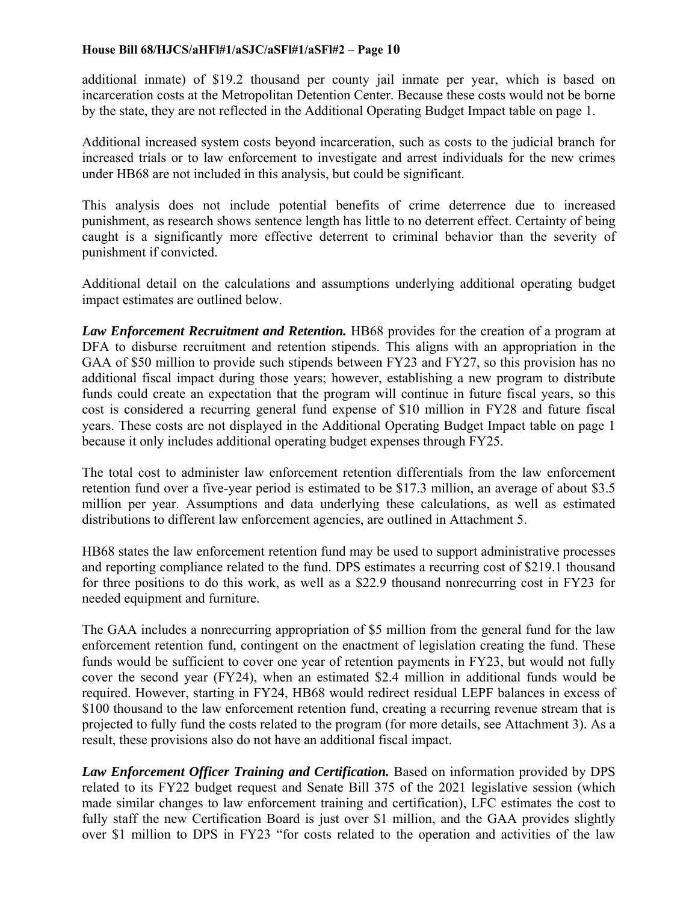additional inmate) of $19.2 thousand per county jail inmate per year, which is based on incarceration costs at the Metropolitan Detention Center. Because these costs would not be borne by the state, they are not reflected in the Additional Operating Budget Impact table on page 1.

Additional increased system costs beyond incarceration, such as costs to the judicial branch for increased trials or to law enforcement to investigate and arrest individuals for the new crimes under HB68 are not included in this analysis, but could be significant.

This analysis does not include potential benefits of crime deterrence due to increased punishment, as research shows sentence length has little to no deterrent effect. Certainty of being caught is a significantly more effective deterrent to criminal behavior than the severity of punishment if convicted.

Additional detail on the calculations and assumptions underlying additional operating budget impact estimates are outlined below.

***Law Enforcement Recruitment and Retention.*** HB68 provides for the creation of a program at DFA to disburse recruitment and retention stipends. This aligns with an appropriation in the GAA of $50 million to provide such stipends between FY23 and FY27, so this provision has no additional fiscal impact during those years; however, establishing a new program to distribute funds could create an expectation that the program will continue in future fiscal years, so this cost is considered a recurring general fund expense of $10 million in FY28 and future fiscal years. These costs are not displayed in the Additional Operating Budget Impact table on page 1 because it only includes additional operating budget expenses through FY25.

The total cost to administer law enforcement retention differentials from the law enforcement retention fund over a five-year period is estimated to be $17.3 million, an average of about $3.5 million per year. Assumptions and data underlying these calculations, as well as estimated distributions to different law enforcement agencies, are outlined in Attachment 5.

HB68 states the law enforcement retention fund may be used to support administrative processes and reporting compliance related to the fund. DPS estimates a recurring cost of $219.1 thousand for three positions to do this work, as well as a $22.9 thousand nonrecurring cost in FY23 for needed equipment and furniture.

The GAA includes a nonrecurring appropriation of $5 million from the general fund for the law enforcement retention fund, contingent on the enactment of legislation creating the fund. These funds would be sufficient to cover one year of retention payments in FY23, but would not fully cover the second year (FY24), when an estimated $2.4 million in additional funds would be required. However, starting in FY24, HB68 would redirect residual LEPF balances in excess of $100 thousand to the law enforcement retention fund, creating a recurring revenue stream that is projected to fully fund the costs related to the program (for more details, see Attachment 3). As a result, these provisions also do not have an additional fiscal impact.

***Law Enforcement Officer Training and Certification.*** Based on information provided by DPS related to its FY22 budget request and Senate Bill 375 of the 2021 legislative session (which made similar changes to law enforcement training and certification), LFC estimates the cost to fully staff the new Certification Board is just over $1 million, and the GAA provides slightly over $1 million to DPS in FY23 "for costs related to the operation and activities of the law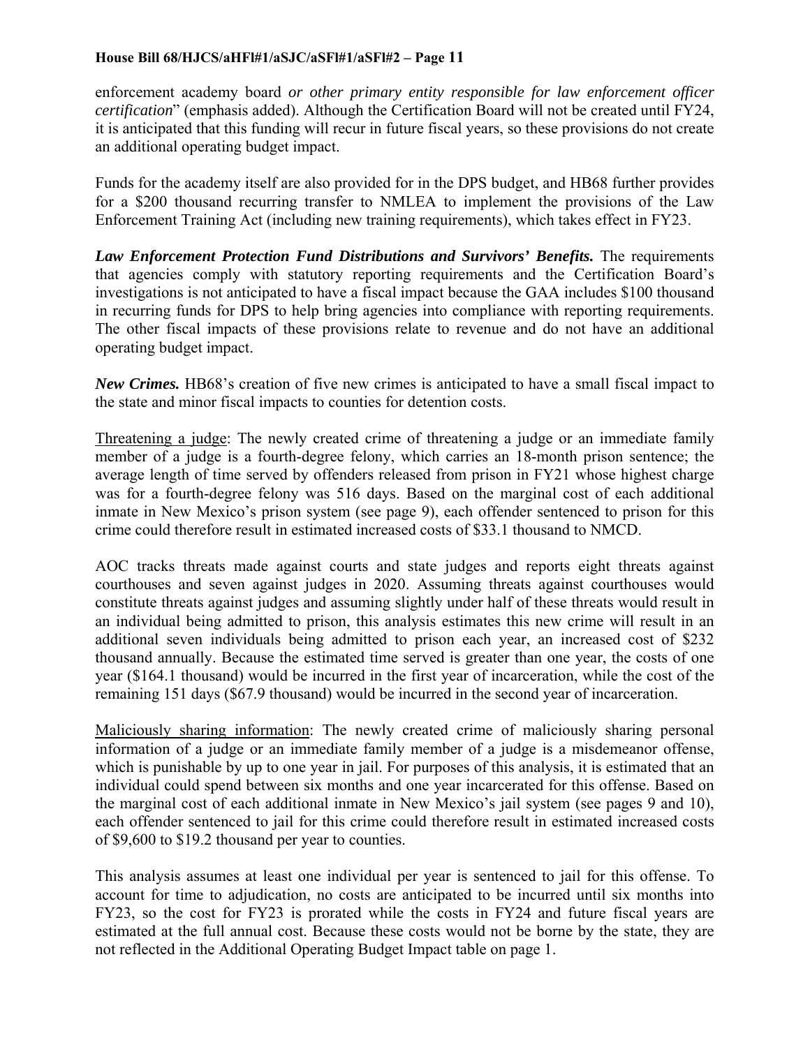enforcement academy board *or other primary entity responsible for law enforcement officer certification*" (emphasis added). Although the Certification Board will not be created until FY24, it is anticipated that this funding will recur in future fiscal years, so these provisions do not create an additional operating budget impact.

Funds for the academy itself are also provided for in the DPS budget, and HB68 further provides for a $200 thousand recurring transfer to NMLEA to implement the provisions of the Law Enforcement Training Act (including new training requirements), which takes effect in FY23.

***Law Enforcement Protection Fund Distributions and Survivors' Benefits.*** The requirements that agencies comply with statutory reporting requirements and the Certification Board's investigations is not anticipated to have a fiscal impact because the GAA includes $100 thousand in recurring funds for DPS to help bring agencies into compliance with reporting requirements. The other fiscal impacts of these provisions relate to revenue and do not have an additional operating budget impact.

***New Crimes.*** HB68's creation of five new crimes is anticipated to have a small fiscal impact to the state and minor fiscal impacts to counties for detention costs.

Threatening a judge: The newly created crime of threatening a judge or an immediate family member of a judge is a fourth-degree felony, which carries an 18-month prison sentence; the average length of time served by offenders released from prison in FY21 whose highest charge was for a fourth-degree felony was 516 days. Based on the marginal cost of each additional inmate in New Mexico's prison system (see page 9), each offender sentenced to prison for this crime could therefore result in estimated increased costs of $33.1 thousand to NMCD.

AOC tracks threats made against courts and state judges and reports eight threats against courthouses and seven against judges in 2020. Assuming threats against courthouses would constitute threats against judges and assuming slightly under half of these threats would result in an individual being admitted to prison, this analysis estimates this new crime will result in an additional seven individuals being admitted to prison each year, an increased cost of $232 thousand annually. Because the estimated time served is greater than one year, the costs of one year ($164.1 thousand) would be incurred in the first year of incarceration, while the cost of the remaining 151 days ($67.9 thousand) would be incurred in the second year of incarceration.

Maliciously sharing information: The newly created crime of maliciously sharing personal information of a judge or an immediate family member of a judge is a misdemeanor offense, which is punishable by up to one year in jail. For purposes of this analysis, it is estimated that an individual could spend between six months and one year incarcerated for this offense. Based on the marginal cost of each additional inmate in New Mexico's jail system (see pages 9 and 10), each offender sentenced to jail for this crime could therefore result in estimated increased costs of $9,600 to $19.2 thousand per year to counties.

This analysis assumes at least one individual per year is sentenced to jail for this offense. To account for time to adjudication, no costs are anticipated to be incurred until six months into FY23, so the cost for FY23 is prorated while the costs in FY24 and future fiscal years are estimated at the full annual cost. Because these costs would not be borne by the state, they are not reflected in the Additional Operating Budget Impact table on page 1.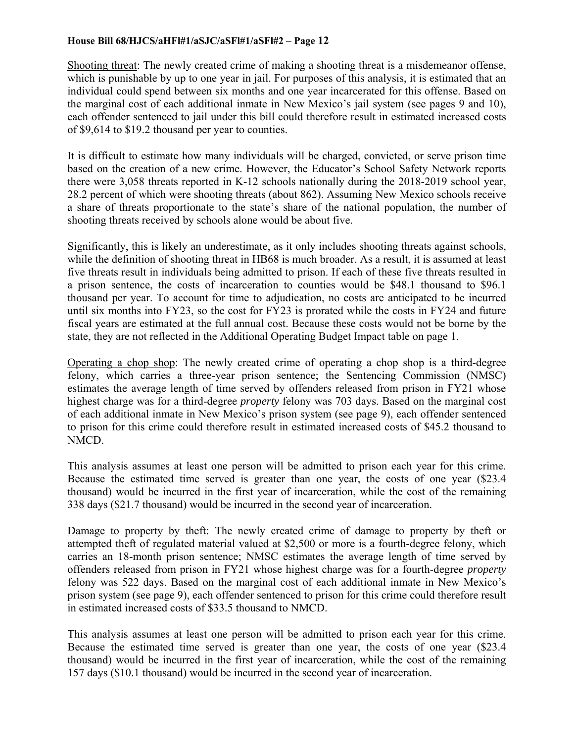<u>Shooting threat</u>: The newly created crime of making a shooting threat is a misdemeanor offense, which is punishable by up to one year in jail. For purposes of this analysis, it is estimated that an individual could spend between six months and one year incarcerated for this offense. Based on the marginal cost of each additional inmate in New Mexico's jail system (see pages 9 and 10), each offender sentenced to jail under this bill could therefore result in estimated increased costs of $9,614 to $19.2 thousand per year to counties.

It is difficult to estimate how many individuals will be charged, convicted, or serve prison time based on the creation of a new crime. However, the Educator's School Safety Network reports there were 3,058 threats reported in K-12 schools nationally during the 2018-2019 school year, 28.2 percent of which were shooting threats (about 862). Assuming New Mexico schools receive a share of threats proportionate to the state's share of the national population, the number of shooting threats received by schools alone would be about five.

Significantly, this is likely an underestimate, as it only includes shooting threats against schools, while the definition of shooting threat in HB68 is much broader. As a result, it is assumed at least five threats result in individuals being admitted to prison. If each of these five threats resulted in a prison sentence, the costs of incarceration to counties would be $48.1 thousand to $96.1 thousand per year. To account for time to adjudication, no costs are anticipated to be incurred until six months into FY23, so the cost for FY23 is prorated while the costs in FY24 and future fiscal years are estimated at the full annual cost. Because these costs would not be borne by the state, they are not reflected in the Additional Operating Budget Impact table on page 1.

<u>Operating a chop shop</u>: The newly created crime of operating a chop shop is a third-degree felony, which carries a three-year prison sentence; the Sentencing Commission (NMSC) estimates the average length of time served by offenders released from prison in FY21 whose highest charge was for a third-degree *property* felony was 703 days. Based on the marginal cost of each additional inmate in New Mexico's prison system (see page 9), each offender sentenced to prison for this crime could therefore result in estimated increased costs of $45.2 thousand to NMCD.

This analysis assumes at least one person will be admitted to prison each year for this crime. Because the estimated time served is greater than one year, the costs of one year ($23.4 thousand) would be incurred in the first year of incarceration, while the cost of the remaining 338 days ($21.7 thousand) would be incurred in the second year of incarceration.

<u>Damage to property by theft</u>: The newly created crime of damage to property by theft or attempted theft of regulated material valued at $2,500 or more is a fourth-degree felony, which carries an 18-month prison sentence; NMSC estimates the average length of time served by offenders released from prison in FY21 whose highest charge was for a fourth-degree *property* felony was 522 days. Based on the marginal cost of each additional inmate in New Mexico's prison system (see page 9), each offender sentenced to prison for this crime could therefore result in estimated increased costs of $33.5 thousand to NMCD.

This analysis assumes at least one person will be admitted to prison each year for this crime. Because the estimated time served is greater than one year, the costs of one year ($23.4 thousand) would be incurred in the first year of incarceration, while the cost of the remaining 157 days ($10.1 thousand) would be incurred in the second year of incarceration.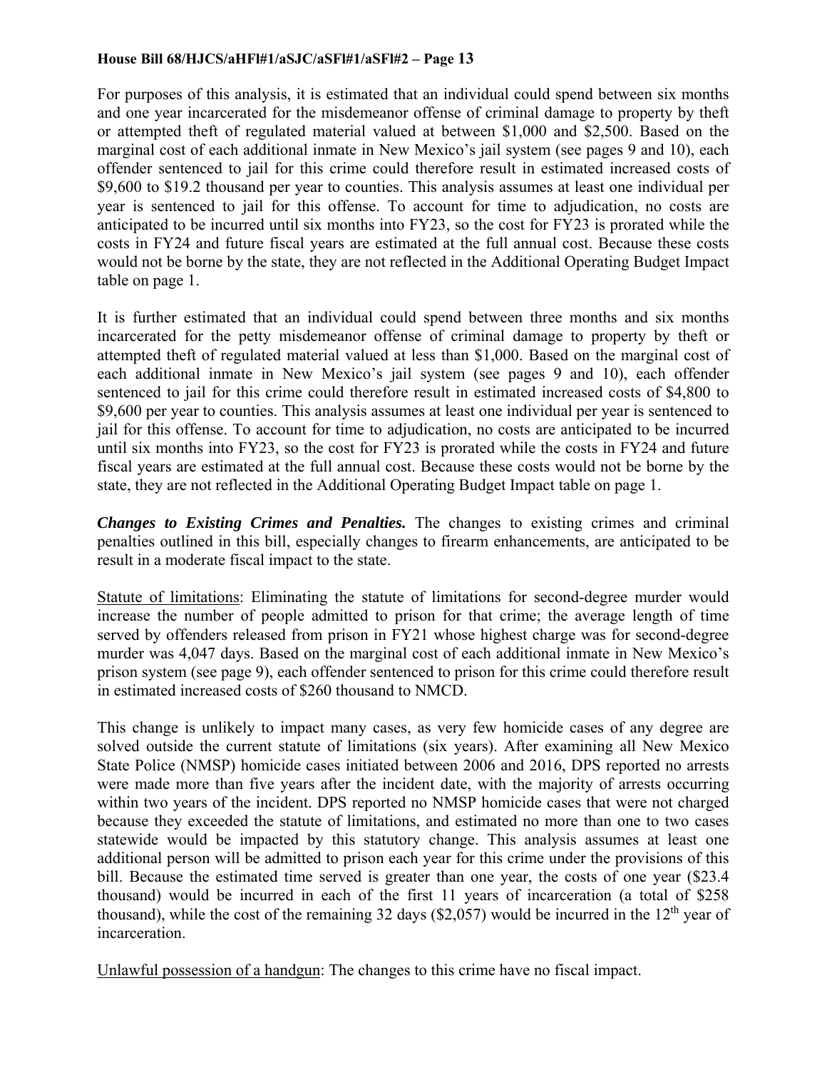For purposes of this analysis, it is estimated that an individual could spend between six months and one year incarcerated for the misdemeanor offense of criminal damage to property by theft or attempted theft of regulated material valued at between $1,000 and $2,500. Based on the marginal cost of each additional inmate in New Mexico's jail system (see pages 9 and 10), each offender sentenced to jail for this crime could therefore result in estimated increased costs of $9,600 to $19.2 thousand per year to counties. This analysis assumes at least one individual per year is sentenced to jail for this offense. To account for time to adjudication, no costs are anticipated to be incurred until six months into FY23, so the cost for FY23 is prorated while the costs in FY24 and future fiscal years are estimated at the full annual cost. Because these costs would not be borne by the state, they are not reflected in the Additional Operating Budget Impact table on page 1.

It is further estimated that an individual could spend between three months and six months incarcerated for the petty misdemeanor offense of criminal damage to property by theft or attempted theft of regulated material valued at less than $1,000. Based on the marginal cost of each additional inmate in New Mexico's jail system (see pages 9 and 10), each offender sentenced to jail for this crime could therefore result in estimated increased costs of $4,800 to $9,600 per year to counties. This analysis assumes at least one individual per year is sentenced to jail for this offense. To account for time to adjudication, no costs are anticipated to be incurred until six months into FY23, so the cost for FY23 is prorated while the costs in FY24 and future fiscal years are estimated at the full annual cost. Because these costs would not be borne by the state, they are not reflected in the Additional Operating Budget Impact table on page 1.

***Changes to Existing Crimes and Penalties.*** The changes to existing crimes and criminal penalties outlined in this bill, especially changes to firearm enhancements, are anticipated to be result in a moderate fiscal impact to the state.

Statute of limitations: Eliminating the statute of limitations for second-degree murder would increase the number of people admitted to prison for that crime; the average length of time served by offenders released from prison in FY21 whose highest charge was for second-degree murder was 4,047 days. Based on the marginal cost of each additional inmate in New Mexico's prison system (see page 9), each offender sentenced to prison for this crime could therefore result in estimated increased costs of $260 thousand to NMCD.

This change is unlikely to impact many cases, as very few homicide cases of any degree are solved outside the current statute of limitations (six years). After examining all New Mexico State Police (NMSP) homicide cases initiated between 2006 and 2016, DPS reported no arrests were made more than five years after the incident date, with the majority of arrests occurring within two years of the incident. DPS reported no NMSP homicide cases that were not charged because they exceeded the statute of limitations, and estimated no more than one to two cases statewide would be impacted by this statutory change. This analysis assumes at least one additional person will be admitted to prison each year for this crime under the provisions of this bill. Because the estimated time served is greater than one year, the costs of one year ($23.4 thousand) would be incurred in each of the first 11 years of incarceration (a total of $258 thousand), while the cost of the remaining 32 days ($2,057) would be incurred in the 12th year of incarceration.

Unlawful possession of a handgun: The changes to this crime have no fiscal impact.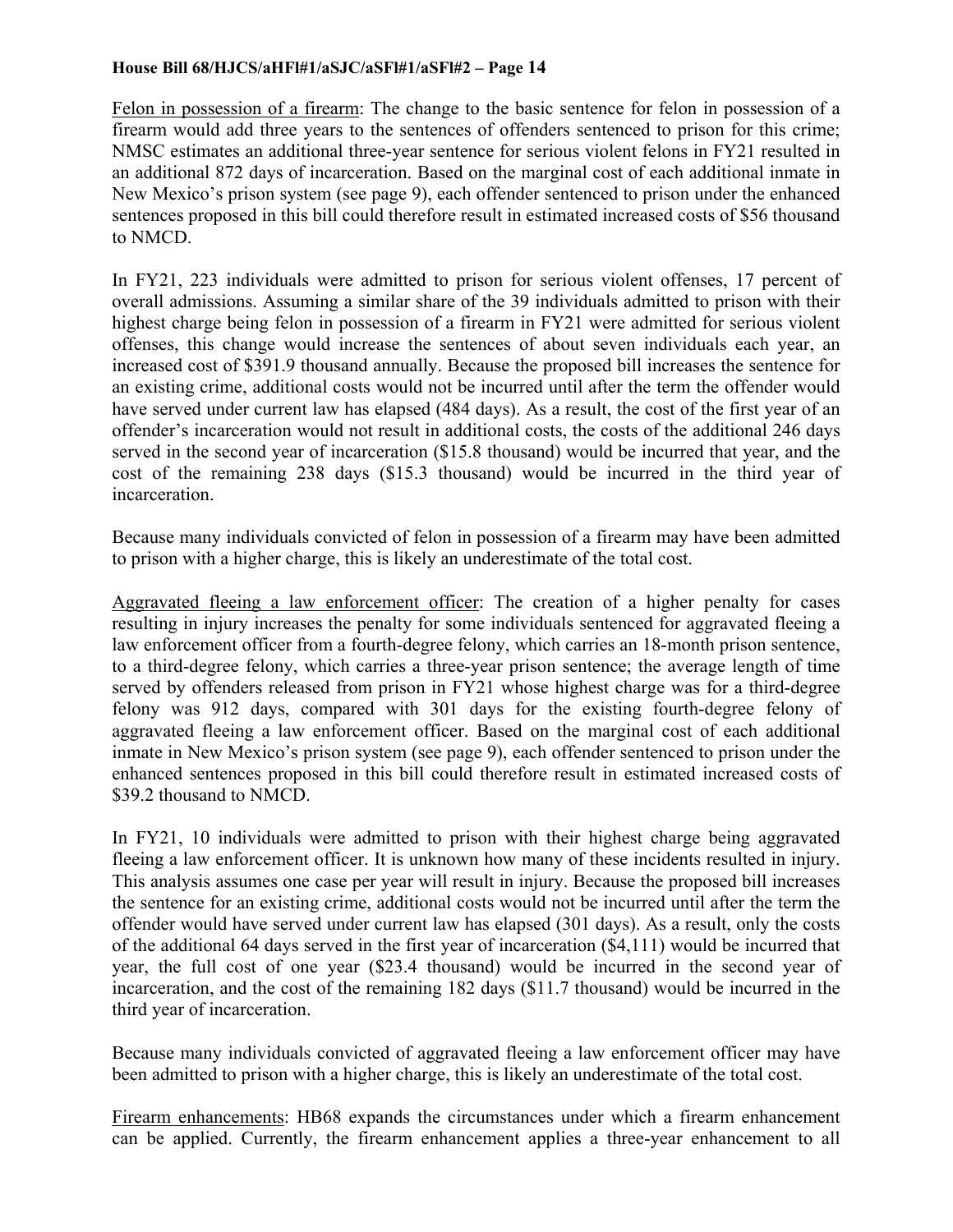Felon in possession of a firearm: The change to the basic sentence for felon in possession of a firearm would add three years to the sentences of offenders sentenced to prison for this crime; NMSC estimates an additional three-year sentence for serious violent felons in FY21 resulted in an additional 872 days of incarceration. Based on the marginal cost of each additional inmate in New Mexico's prison system (see page 9), each offender sentenced to prison under the enhanced sentences proposed in this bill could therefore result in estimated increased costs of $56 thousand to NMCD.

In FY21, 223 individuals were admitted to prison for serious violent offenses, 17 percent of overall admissions. Assuming a similar share of the 39 individuals admitted to prison with their highest charge being felon in possession of a firearm in FY21 were admitted for serious violent offenses, this change would increase the sentences of about seven individuals each year, an increased cost of $391.9 thousand annually. Because the proposed bill increases the sentence for an existing crime, additional costs would not be incurred until after the term the offender would have served under current law has elapsed (484 days). As a result, the cost of the first year of an offender's incarceration would not result in additional costs, the costs of the additional 246 days served in the second year of incarceration ($15.8 thousand) would be incurred that year, and the cost of the remaining 238 days ($15.3 thousand) would be incurred in the third year of incarceration.

Because many individuals convicted of felon in possession of a firearm may have been admitted to prison with a higher charge, this is likely an underestimate of the total cost.

Aggravated fleeing a law enforcement officer: The creation of a higher penalty for cases resulting in injury increases the penalty for some individuals sentenced for aggravated fleeing a law enforcement officer from a fourth-degree felony, which carries an 18-month prison sentence, to a third-degree felony, which carries a three-year prison sentence; the average length of time served by offenders released from prison in FY21 whose highest charge was for a third-degree felony was 912 days, compared with 301 days for the existing fourth-degree felony of aggravated fleeing a law enforcement officer. Based on the marginal cost of each additional inmate in New Mexico's prison system (see page 9), each offender sentenced to prison under the enhanced sentences proposed in this bill could therefore result in estimated increased costs of $39.2 thousand to NMCD.

In FY21, 10 individuals were admitted to prison with their highest charge being aggravated fleeing a law enforcement officer. It is unknown how many of these incidents resulted in injury. This analysis assumes one case per year will result in injury. Because the proposed bill increases the sentence for an existing crime, additional costs would not be incurred until after the term the offender would have served under current law has elapsed (301 days). As a result, only the costs of the additional 64 days served in the first year of incarceration ($4,111) would be incurred that year, the full cost of one year ($23.4 thousand) would be incurred in the second year of incarceration, and the cost of the remaining 182 days ($11.7 thousand) would be incurred in the third year of incarceration.

Because many individuals convicted of aggravated fleeing a law enforcement officer may have been admitted to prison with a higher charge, this is likely an underestimate of the total cost.

Firearm enhancements: HB68 expands the circumstances under which a firearm enhancement can be applied. Currently, the firearm enhancement applies a three-year enhancement to all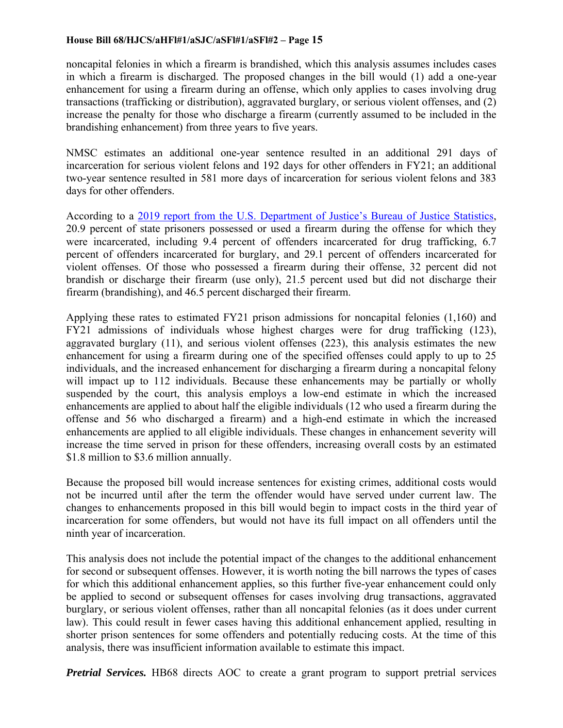noncapital felonies in which a firearm is brandished, which this analysis assumes includes cases in which a firearm is discharged. The proposed changes in the bill would (1) add a one-year enhancement for using a firearm during an offense, which only applies to cases involving drug transactions (trafficking or distribution), aggravated burglary, or serious violent offenses, and (2) increase the penalty for those who discharge a firearm (currently assumed to be included in the brandishing enhancement) from three years to five years.

NMSC estimates an additional one-year sentence resulted in an additional 291 days of incarceration for serious violent felons and 192 days for other offenders in FY21; an additional two-year sentence resulted in 581 more days of incarceration for serious violent felons and 383 days for other offenders.

According to a [2019 report from the U.S. Department of Justice's Bureau of Justice Statistics](), 20.9 percent of state prisoners possessed or used a firearm during the offense for which they were incarcerated, including 9.4 percent of offenders incarcerated for drug trafficking, 6.7 percent of offenders incarcerated for burglary, and 29.1 percent of offenders incarcerated for violent offenses. Of those who possessed a firearm during their offense, 32 percent did not brandish or discharge their firearm (use only), 21.5 percent used but did not discharge their firearm (brandishing), and 46.5 percent discharged their firearm.

Applying these rates to estimated FY21 prison admissions for noncapital felonies (1,160) and FY21 admissions of individuals whose highest charges were for drug trafficking (123), aggravated burglary (11), and serious violent offenses (223), this analysis estimates the new enhancement for using a firearm during one of the specified offenses could apply to up to 25 individuals, and the increased enhancement for discharging a firearm during a noncapital felony will impact up to 112 individuals. Because these enhancements may be partially or wholly suspended by the court, this analysis employs a low-end estimate in which the increased enhancements are applied to about half the eligible individuals (12 who used a firearm during the offense and 56 who discharged a firearm) and a high-end estimate in which the increased enhancements are applied to all eligible individuals. These changes in enhancement severity will increase the time served in prison for these offenders, increasing overall costs by an estimated $1.8 million to $3.6 million annually.

Because the proposed bill would increase sentences for existing crimes, additional costs would not be incurred until after the term the offender would have served under current law. The changes to enhancements proposed in this bill would begin to impact costs in the third year of incarceration for some offenders, but would not have its full impact on all offenders until the ninth year of incarceration.

This analysis does not include the potential impact of the changes to the additional enhancement for second or subsequent offenses. However, it is worth noting the bill narrows the types of cases for which this additional enhancement applies, so this further five-year enhancement could only be applied to second or subsequent offenses for cases involving drug transactions, aggravated burglary, or serious violent offenses, rather than all noncapital felonies (as it does under current law). This could result in fewer cases having this additional enhancement applied, resulting in shorter prison sentences for some offenders and potentially reducing costs. At the time of this analysis, there was insufficient information available to estimate this impact.

***Pretrial Services.*** HB68 directs AOC to create a grant program to support pretrial services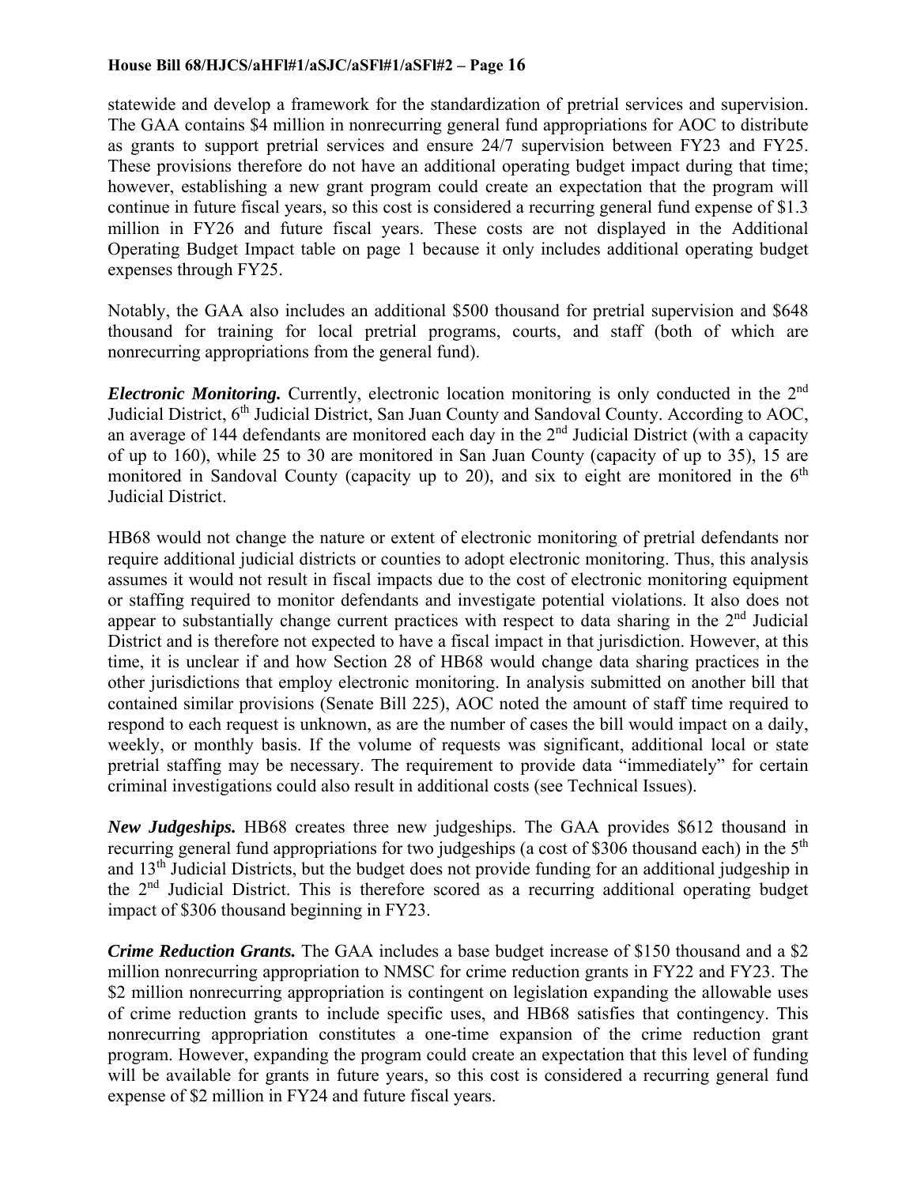statewide and develop a framework for the standardization of pretrial services and supervision. The GAA contains $4 million in nonrecurring general fund appropriations for AOC to distribute as grants to support pretrial services and ensure 24/7 supervision between FY23 and FY25. These provisions therefore do not have an additional operating budget impact during that time; however, establishing a new grant program could create an expectation that the program will continue in future fiscal years, so this cost is considered a recurring general fund expense of $1.3 million in FY26 and future fiscal years. These costs are not displayed in the Additional Operating Budget Impact table on page 1 because it only includes additional operating budget expenses through FY25.

Notably, the GAA also includes an additional $500 thousand for pretrial supervision and $648 thousand for training for local pretrial programs, courts, and staff (both of which are nonrecurring appropriations from the general fund).

***Electronic Monitoring.*** Currently, electronic location monitoring is only conducted in the 2nd Judicial District, 6th Judicial District, San Juan County and Sandoval County. According to AOC, an average of 144 defendants are monitored each day in the 2nd Judicial District (with a capacity of up to 160), while 25 to 30 are monitored in San Juan County (capacity of up to 35), 15 are monitored in Sandoval County (capacity up to 20), and six to eight are monitored in the 6th Judicial District.

HB68 would not change the nature or extent of electronic monitoring of pretrial defendants nor require additional judicial districts or counties to adopt electronic monitoring. Thus, this analysis assumes it would not result in fiscal impacts due to the cost of electronic monitoring equipment or staffing required to monitor defendants and investigate potential violations. It also does not appear to substantially change current practices with respect to data sharing in the 2nd Judicial District and is therefore not expected to have a fiscal impact in that jurisdiction. However, at this time, it is unclear if and how Section 28 of HB68 would change data sharing practices in the other jurisdictions that employ electronic monitoring. In analysis submitted on another bill that contained similar provisions (Senate Bill 225), AOC noted the amount of staff time required to respond to each request is unknown, as are the number of cases the bill would impact on a daily, weekly, or monthly basis. If the volume of requests was significant, additional local or state pretrial staffing may be necessary. The requirement to provide data "immediately" for certain criminal investigations could also result in additional costs (see Technical Issues).

***New Judgeships.*** HB68 creates three new judgeships. The GAA provides $612 thousand in recurring general fund appropriations for two judgeships (a cost of $306 thousand each) in the 5th and 13th Judicial Districts, but the budget does not provide funding for an additional judgeship in the 2nd Judicial District. This is therefore scored as a recurring additional operating budget impact of $306 thousand beginning in FY23.

***Crime Reduction Grants.*** The GAA includes a base budget increase of $150 thousand and a $2 million nonrecurring appropriation to NMSC for crime reduction grants in FY22 and FY23. The $2 million nonrecurring appropriation is contingent on legislation expanding the allowable uses of crime reduction grants to include specific uses, and HB68 satisfies that contingency. This nonrecurring appropriation constitutes a one-time expansion of the crime reduction grant program. However, expanding the program could create an expectation that this level of funding will be available for grants in future years, so this cost is considered a recurring general fund expense of $2 million in FY24 and future fiscal years.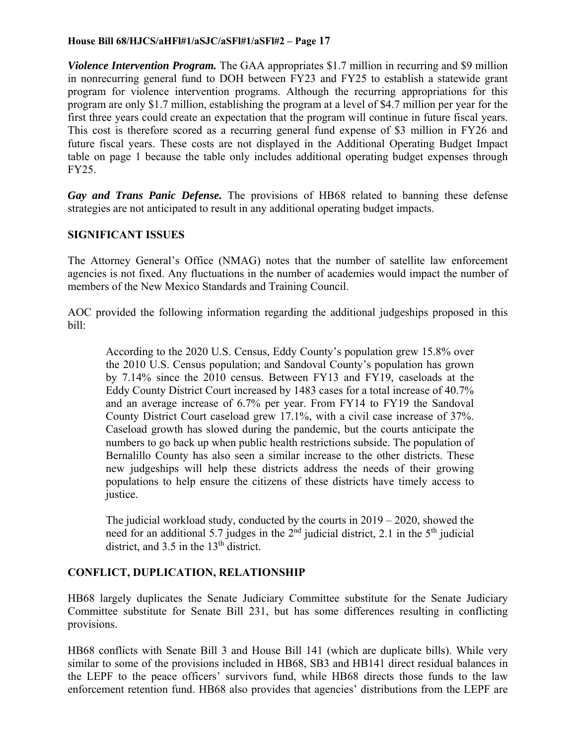***Violence Intervention Program.*** The GAA appropriates \$1.7 million in recurring and \$9 million in nonrecurring general fund to DOH between FY23 and FY25 to establish a statewide grant program for violence intervention programs. Although the recurring appropriations for this program are only \$1.7 million, establishing the program at a level of \$4.7 million per year for the first three years could create an expectation that the program will continue in future fiscal years. This cost is therefore scored as a recurring general fund expense of \$3 million in FY26 and future fiscal years. These costs are not displayed in the Additional Operating Budget Impact table on page 1 because the table only includes additional operating budget expenses through FY25.

***Gay and Trans Panic Defense.*** The provisions of HB68 related to banning these defense strategies are not anticipated to result in any additional operating budget impacts.

**SIGNIFICANT ISSUES**

The Attorney General's Office (NMAG) notes that the number of satellite law enforcement agencies is not fixed. Any fluctuations in the number of academies would impact the number of members of the New Mexico Standards and Training Council.

AOC provided the following information regarding the additional judgeships proposed in this bill:

> According to the 2020 U.S. Census, Eddy County's population grew 15.8% over the 2010 U.S. Census population; and Sandoval County's population has grown by 7.14% since the 2010 census. Between FY13 and FY19, caseloads at the Eddy County District Court increased by 1483 cases for a total increase of 40.7% and an average increase of 6.7% per year. From FY14 to FY19 the Sandoval County District Court caseload grew 17.1%, with a civil case increase of 37%. Caseload growth has slowed during the pandemic, but the courts anticipate the numbers to go back up when public health restrictions subside. The population of Bernalillo County has also seen a similar increase to the other districts. These new judgeships will help these districts address the needs of their growing populations to help ensure the citizens of these districts have timely access to justice.
>
> The judicial workload study, conducted by the courts in 2019 – 2020, showed the need for an additional 5.7 judges in the 2nd judicial district, 2.1 in the 5th judicial district, and 3.5 in the 13th district.

**CONFLICT, DUPLICATION, RELATIONSHIP**

HB68 largely duplicates the Senate Judiciary Committee substitute for the Senate Judiciary Committee substitute for Senate Bill 231, but has some differences resulting in conflicting provisions.

HB68 conflicts with Senate Bill 3 and House Bill 141 (which are duplicate bills). While very similar to some of the provisions included in HB68, SB3 and HB141 direct residual balances in the LEPF to the peace officers' survivors fund, while HB68 directs those funds to the law enforcement retention fund. HB68 also provides that agencies' distributions from the LEPF are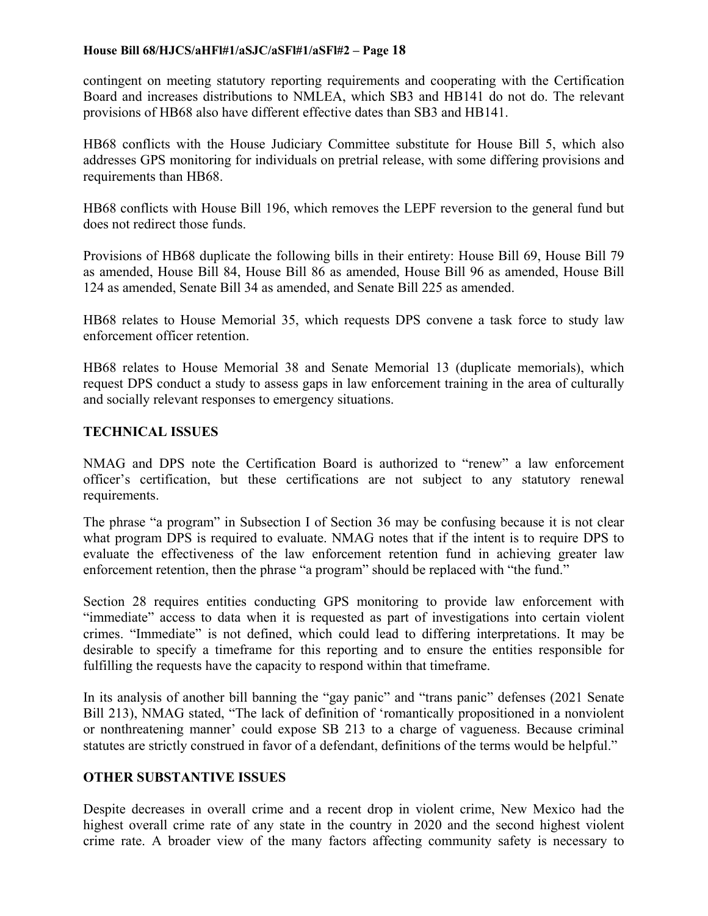contingent on meeting statutory reporting requirements and cooperating with the Certification Board and increases distributions to NMLEA, which SB3 and HB141 do not do. The relevant provisions of HB68 also have different effective dates than SB3 and HB141.

HB68 conflicts with the House Judiciary Committee substitute for House Bill 5, which also addresses GPS monitoring for individuals on pretrial release, with some differing provisions and requirements than HB68.

HB68 conflicts with House Bill 196, which removes the LEPF reversion to the general fund but does not redirect those funds.

Provisions of HB68 duplicate the following bills in their entirety: House Bill 69, House Bill 79 as amended, House Bill 84, House Bill 86 as amended, House Bill 96 as amended, House Bill 124 as amended, Senate Bill 34 as amended, and Senate Bill 225 as amended.

HB68 relates to House Memorial 35, which requests DPS convene a task force to study law enforcement officer retention.

HB68 relates to House Memorial 38 and Senate Memorial 13 (duplicate memorials), which request DPS conduct a study to assess gaps in law enforcement training in the area of culturally and socially relevant responses to emergency situations.

## TECHNICAL ISSUES

NMAG and DPS note the Certification Board is authorized to "renew" a law enforcement officer's certification, but these certifications are not subject to any statutory renewal requirements.

The phrase "a program" in Subsection I of Section 36 may be confusing because it is not clear what program DPS is required to evaluate. NMAG notes that if the intent is to require DPS to evaluate the effectiveness of the law enforcement retention fund in achieving greater law enforcement retention, then the phrase "a program" should be replaced with "the fund."

Section 28 requires entities conducting GPS monitoring to provide law enforcement with "immediate" access to data when it is requested as part of investigations into certain violent crimes. "Immediate" is not defined, which could lead to differing interpretations. It may be desirable to specify a timeframe for this reporting and to ensure the entities responsible for fulfilling the requests have the capacity to respond within that timeframe.

In its analysis of another bill banning the "gay panic" and "trans panic" defenses (2021 Senate Bill 213), NMAG stated, "The lack of definition of 'romantically propositioned in a nonviolent or nonthreatening manner' could expose SB 213 to a charge of vagueness. Because criminal statutes are strictly construed in favor of a defendant, definitions of the terms would be helpful."

## OTHER SUBSTANTIVE ISSUES

Despite decreases in overall crime and a recent drop in violent crime, New Mexico had the highest overall crime rate of any state in the country in 2020 and the second highest violent crime rate. A broader view of the many factors affecting community safety is necessary to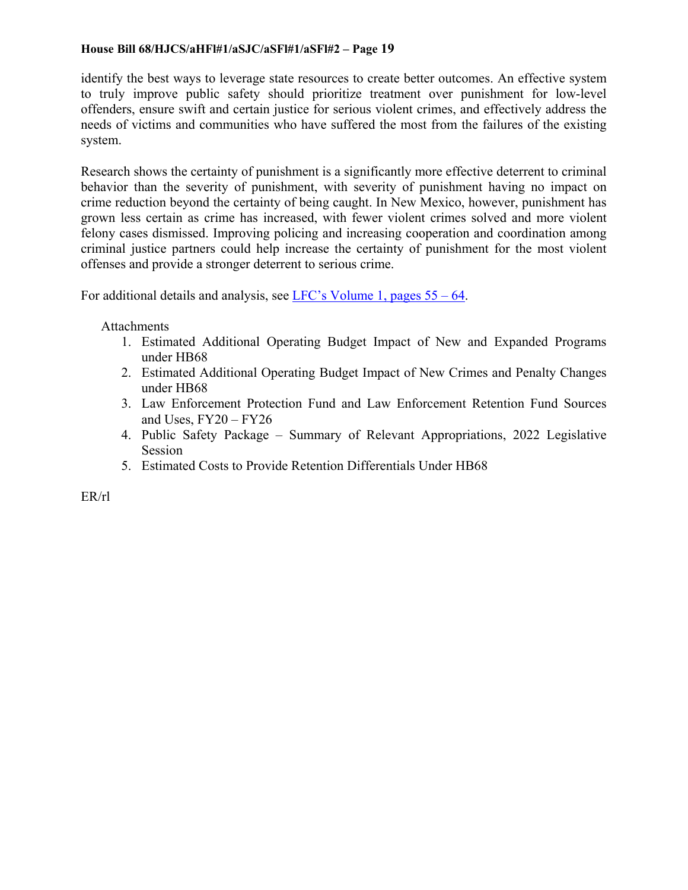identify the best ways to leverage state resources to create better outcomes. An effective system to truly improve public safety should prioritize treatment over punishment for low-level offenders, ensure swift and certain justice for serious violent crimes, and effectively address the needs of victims and communities who have suffered the most from the failures of the existing system.

Research shows the certainty of punishment is a significantly more effective deterrent to criminal behavior than the severity of punishment, with severity of punishment having no impact on crime reduction beyond the certainty of being caught. In New Mexico, however, punishment has grown less certain as crime has increased, with fewer violent crimes solved and more violent felony cases dismissed. Improving policing and increasing cooperation and coordination among criminal justice partners could help increase the certainty of punishment for the most violent offenses and provide a stronger deterrent to serious crime.

For additional details and analysis, see LFC's Volume 1, pages 55 – 64.

Attachments

1. Estimated Additional Operating Budget Impact of New and Expanded Programs under HB68
2. Estimated Additional Operating Budget Impact of New Crimes and Penalty Changes under HB68
3. Law Enforcement Protection Fund and Law Enforcement Retention Fund Sources and Uses, FY20 – FY26
4. Public Safety Package – Summary of Relevant Appropriations, 2022 Legislative Session
5. Estimated Costs to Provide Retention Differentials Under HB68

ER/rl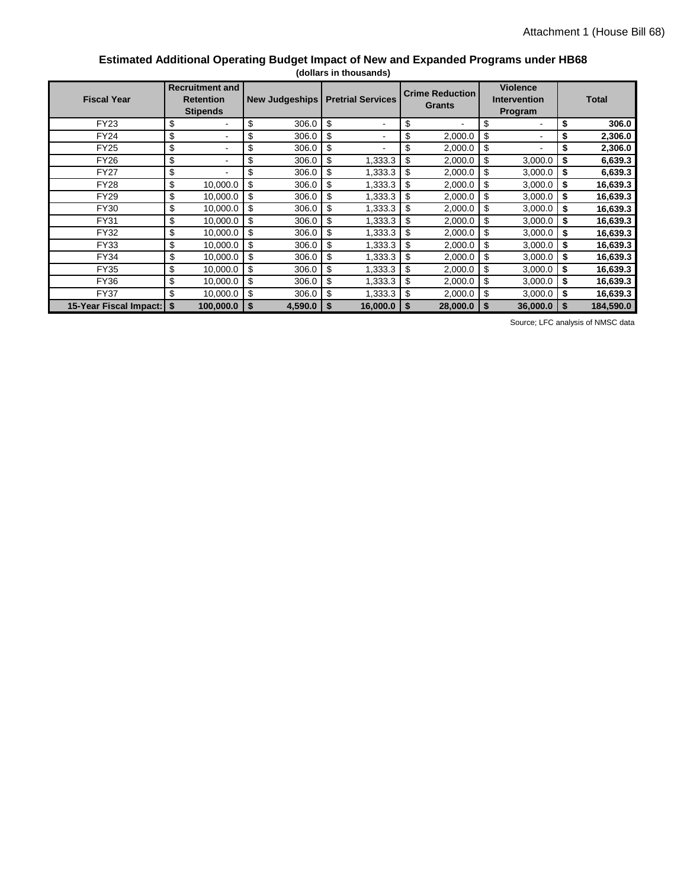Attachment 1 (House Bill 68)

## Estimated Additional Operating Budget Impact of New and Expanded Programs under HB68

**(dollars in thousands)**

| Fiscal Year | Recruitment and Retention Stipends | New Judgeships | Pretrial Services | Crime Reduction Grants | Violence Intervention Program | Total |
|---|---|---|---|---|---|---|
| FY23 | $ - | $ 306.0 | $ - | $ - | $ - | **$ 306.0** |
| FY24 | $ - | $ 306.0 | $ - | $ 2,000.0 | $ - | **$ 2,306.0** |
| FY25 | $ - | $ 306.0 | $ - | $ 2,000.0 | $ - | **$ 2,306.0** |
| FY26 | $ - | $ 306.0 | $ 1,333.3 | $ 2,000.0 | $ 3,000.0 | **$ 6,639.3** |
| FY27 | $ - | $ 306.0 | $ 1,333.3 | $ 2,000.0 | $ 3,000.0 | **$ 6,639.3** |
| FY28 | $ 10,000.0 | $ 306.0 | $ 1,333.3 | $ 2,000.0 | $ 3,000.0 | **$ 16,639.3** |
| FY29 | $ 10,000.0 | $ 306.0 | $ 1,333.3 | $ 2,000.0 | $ 3,000.0 | **$ 16,639.3** |
| FY30 | $ 10,000.0 | $ 306.0 | $ 1,333.3 | $ 2,000.0 | $ 3,000.0 | **$ 16,639.3** |
| FY31 | $ 10,000.0 | $ 306.0 | $ 1,333.3 | $ 2,000.0 | $ 3,000.0 | **$ 16,639.3** |
| FY32 | $ 10,000.0 | $ 306.0 | $ 1,333.3 | $ 2,000.0 | $ 3,000.0 | **$ 16,639.3** |
| FY33 | $ 10,000.0 | $ 306.0 | $ 1,333.3 | $ 2,000.0 | $ 3,000.0 | **$ 16,639.3** |
| FY34 | $ 10,000.0 | $ 306.0 | $ 1,333.3 | $ 2,000.0 | $ 3,000.0 | **$ 16,639.3** |
| FY35 | $ 10,000.0 | $ 306.0 | $ 1,333.3 | $ 2,000.0 | $ 3,000.0 | **$ 16,639.3** |
| FY36 | $ 10,000.0 | $ 306.0 | $ 1,333.3 | $ 2,000.0 | $ 3,000.0 | **$ 16,639.3** |
| FY37 | $ 10,000.0 | $ 306.0 | $ 1,333.3 | $ 2,000.0 | $ 3,000.0 | **$ 16,639.3** |
| **15-Year Fiscal Impact:** | **$ 100,000.0** | **$ 4,590.0** | **$ 16,000.0** | **$ 28,000.0** | **$ 36,000.0** | **$ 184,590.0** |

Source; LFC analysis of NMSC data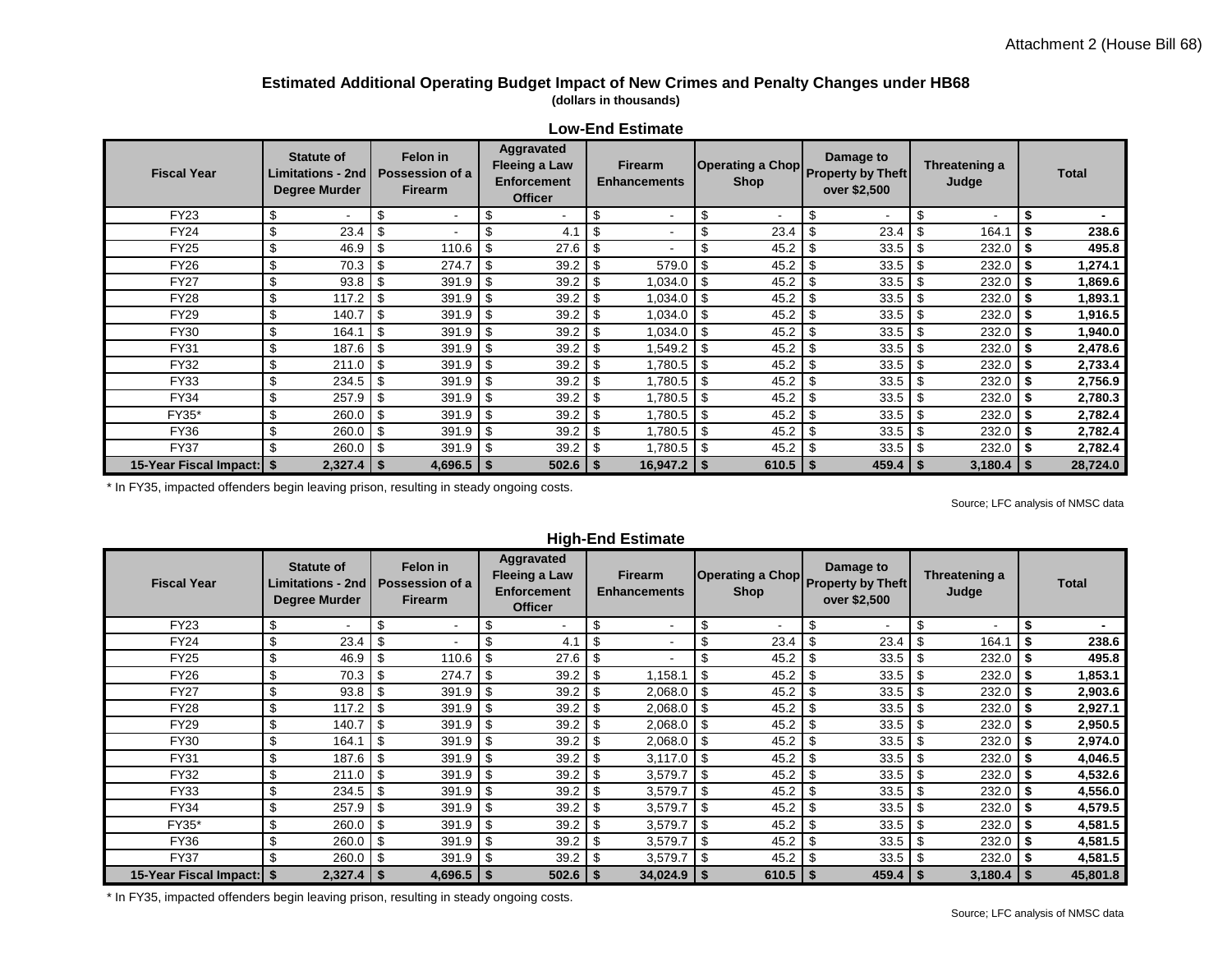Attachment 2 (House Bill 68)

## Estimated Additional Operating Budget Impact of New Crimes and Penalty Changes under HB68

**(dollars in thousands)**

### Low-End Estimate

| Fiscal Year | Statute of Limitations - 2nd Degree Murder | Felon in Possession of a Firearm | Aggravated Fleeing a Law Enforcement Officer | Firearm Enhancements | Operating a Chop Shop | Damage to Property by Theft over $2,500 | Threatening a Judge | Total |
|---|---|---|---|---|---|---|---|---|
| FY23 | $ - | $ - | $ - | $ - | $ - | $ - | $ - | **$ -** |
| FY24 | $ 23.4 | $ - | $ 4.1 | $ - | $ 23.4 | $ 23.4 | $ 164.1 | **$ 238.6** |
| FY25 | $ 46.9 | $ 110.6 | $ 27.6 | $ - | $ 45.2 | $ 33.5 | $ 232.0 | **$ 495.8** |
| FY26 | $ 70.3 | $ 274.7 | $ 39.2 | $ 579.0 | $ 45.2 | $ 33.5 | $ 232.0 | **$ 1,274.1** |
| FY27 | $ 93.8 | $ 391.9 | $ 39.2 | $ 1,034.0 | $ 45.2 | $ 33.5 | $ 232.0 | **$ 1,869.6** |
| FY28 | $ 117.2 | $ 391.9 | $ 39.2 | $ 1,034.0 | $ 45.2 | $ 33.5 | $ 232.0 | **$ 1,893.1** |
| FY29 | $ 140.7 | $ 391.9 | $ 39.2 | $ 1,034.0 | $ 45.2 | $ 33.5 | $ 232.0 | **$ 1,916.5** |
| FY30 | $ 164.1 | $ 391.9 | $ 39.2 | $ 1,034.0 | $ 45.2 | $ 33.5 | $ 232.0 | **$ 1,940.0** |
| FY31 | $ 187.6 | $ 391.9 | $ 39.2 | $ 1,549.2 | $ 45.2 | $ 33.5 | $ 232.0 | **$ 2,478.6** |
| FY32 | $ 211.0 | $ 391.9 | $ 39.2 | $ 1,780.5 | $ 45.2 | $ 33.5 | $ 232.0 | **$ 2,733.4** |
| FY33 | $ 234.5 | $ 391.9 | $ 39.2 | $ 1,780.5 | $ 45.2 | $ 33.5 | $ 232.0 | **$ 2,756.9** |
| FY34 | $ 257.9 | $ 391.9 | $ 39.2 | $ 1,780.5 | $ 45.2 | $ 33.5 | $ 232.0 | **$ 2,780.3** |
| FY35* | $ 260.0 | $ 391.9 | $ 39.2 | $ 1,780.5 | $ 45.2 | $ 33.5 | $ 232.0 | **$ 2,782.4** |
| FY36 | $ 260.0 | $ 391.9 | $ 39.2 | $ 1,780.5 | $ 45.2 | $ 33.5 | $ 232.0 | **$ 2,782.4** |
| FY37 | $ 260.0 | $ 391.9 | $ 39.2 | $ 1,780.5 | $ 45.2 | $ 33.5 | $ 232.0 | **$ 2,782.4** |
| **15-Year Fiscal Impact:** | **$ 2,327.4** | **$ 4,696.5** | **$ 502.6** | **$ 16,947.2** | **$ 610.5** | **$ 459.4** | **$ 3,180.4** | **$ 28,724.0** |

\* In FY35, impacted offenders begin leaving prison, resulting in steady ongoing costs.

Source; LFC analysis of NMSC data

### High-End Estimate

| Fiscal Year | Statute of Limitations - 2nd Degree Murder | Felon in Possession of a Firearm | Aggravated Fleeing a Law Enforcement Officer | Firearm Enhancements | Operating a Chop Shop | Damage to Property by Theft over $2,500 | Threatening a Judge | Total |
|---|---|---|---|---|---|---|---|---|
| FY23 | $ - | $ - | $ - | $ - | $ - | $ - | $ - | **$ -** |
| FY24 | $ 23.4 | $ - | $ 4.1 | $ - | $ 23.4 | $ 23.4 | $ 164.1 | **$ 238.6** |
| FY25 | $ 46.9 | $ 110.6 | $ 27.6 | $ - | $ 45.2 | $ 33.5 | $ 232.0 | **$ 495.8** |
| FY26 | $ 70.3 | $ 274.7 | $ 39.2 | $ 1,158.1 | $ 45.2 | $ 33.5 | $ 232.0 | **$ 1,853.1** |
| FY27 | $ 93.8 | $ 391.9 | $ 39.2 | $ 2,068.0 | $ 45.2 | $ 33.5 | $ 232.0 | **$ 2,903.6** |
| FY28 | $ 117.2 | $ 391.9 | $ 39.2 | $ 2,068.0 | $ 45.2 | $ 33.5 | $ 232.0 | **$ 2,927.1** |
| FY29 | $ 140.7 | $ 391.9 | $ 39.2 | $ 2,068.0 | $ 45.2 | $ 33.5 | $ 232.0 | **$ 2,950.5** |
| FY30 | $ 164.1 | $ 391.9 | $ 39.2 | $ 2,068.0 | $ 45.2 | $ 33.5 | $ 232.0 | **$ 2,974.0** |
| FY31 | $ 187.6 | $ 391.9 | $ 39.2 | $ 3,117.0 | $ 45.2 | $ 33.5 | $ 232.0 | **$ 4,046.5** |
| FY32 | $ 211.0 | $ 391.9 | $ 39.2 | $ 3,579.7 | $ 45.2 | $ 33.5 | $ 232.0 | **$ 4,532.6** |
| FY33 | $ 234.5 | $ 391.9 | $ 39.2 | $ 3,579.7 | $ 45.2 | $ 33.5 | $ 232.0 | **$ 4,556.0** |
| FY34 | $ 257.9 | $ 391.9 | $ 39.2 | $ 3,579.7 | $ 45.2 | $ 33.5 | $ 232.0 | **$ 4,579.5** |
| FY35* | $ 260.0 | $ 391.9 | $ 39.2 | $ 3,579.7 | $ 45.2 | $ 33.5 | $ 232.0 | **$ 4,581.5** |
| FY36 | $ 260.0 | $ 391.9 | $ 39.2 | $ 3,579.7 | $ 45.2 | $ 33.5 | $ 232.0 | **$ 4,581.5** |
| FY37 | $ 260.0 | $ 391.9 | $ 39.2 | $ 3,579.7 | $ 45.2 | $ 33.5 | $ 232.0 | **$ 4,581.5** |
| **15-Year Fiscal Impact:** | **$ 2,327.4** | **$ 4,696.5** | **$ 502.6** | **$ 34,024.9** | **$ 610.5** | **$ 459.4** | **$ 3,180.4** | **$ 45,801.8** |

\* In FY35, impacted offenders begin leaving prison, resulting in steady ongoing costs.

Source; LFC analysis of NMSC data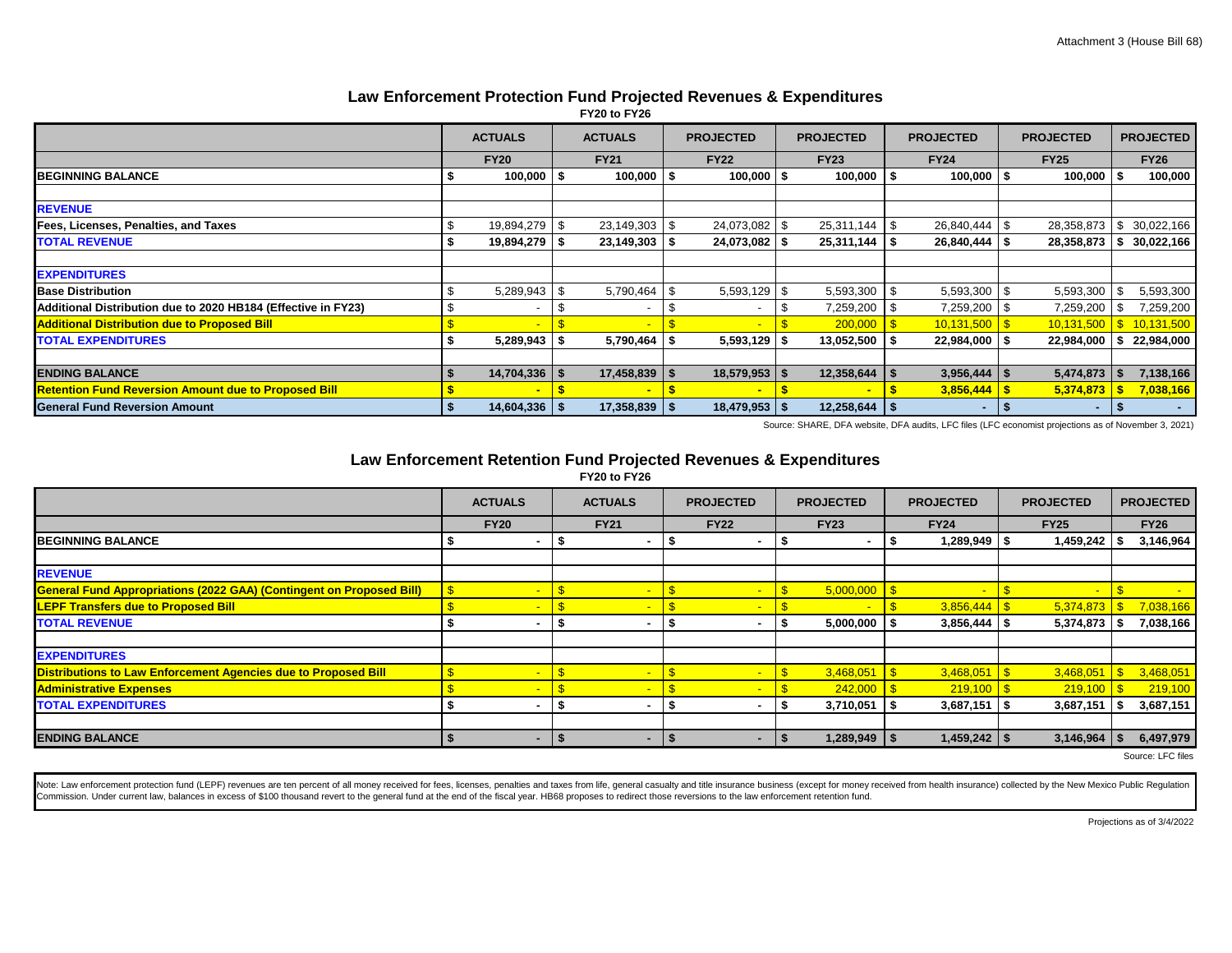Attachment 3 (House Bill 68)

## Law Enforcement Protection Fund Projected Revenues & Expenditures

FY20 to FY26

| | ACTUALS | ACTUALS | PROJECTED | PROJECTED | PROJECTED | PROJECTED | PROJECTED |
|---|---|---|---|---|---|---|---|
| | FY20 | FY21 | FY22 | FY23 | FY24 | FY25 | FY26 |
| **BEGINNING BALANCE** | **$ 100,000** | **$ 100,000** | **$ 100,000** | **$ 100,000** | **$ 100,000** | **$ 100,000** | **$ 100,000** |
| | | | | | | | |
| **REVENUE** | | | | | | | |
| **Fees, Licenses, Penalties, and Taxes** | $ 19,894,279 | $ 23,149,303 | $ 24,073,082 | $ 25,311,144 | $ 26,840,444 | $ 28,358,873 | $ 30,022,166 |
| **TOTAL REVENUE** | **$ 19,894,279** | **$ 23,149,303** | **$ 24,073,082** | **$ 25,311,144** | **$ 26,840,444** | **$ 28,358,873** | **$ 30,022,166** |
| | | | | | | | |
| **EXPENDITURES** | | | | | | | |
| **Base Distribution** | $ 5,289,943 | $ 5,790,464 | $ 5,593,129 | $ 5,593,300 | $ 5,593,300 | $ 5,593,300 | $ 5,593,300 |
| **Additional Distribution due to 2020 HB184 (Effective in FY23)** | $ - | $ - | $ - | $ 7,259,200 | $ 7,259,200 | $ 7,259,200 | $ 7,259,200 |
| **Additional Distribution due to Proposed Bill** | $ - | $ - | $ - | $ 200,000 | $ 10,131,500 | $ 10,131,500 | $ 10,131,500 |
| **TOTAL EXPENDITURES** | **$ 5,289,943** | **$ 5,790,464** | **$ 5,593,129** | **$ 13,052,500** | **$ 22,984,000** | **$ 22,984,000** | **$ 22,984,000** |
| | | | | | | | |
| **ENDING BALANCE** | **$ 14,704,336** | **$ 17,458,839** | **$ 18,579,953** | **$ 12,358,644** | **$ 3,956,444** | **$ 5,474,873** | **$ 7,138,166** |
| **Retention Fund Reversion Amount due to Proposed Bill** | **$ -** | **$ -** | **$ -** | **$ -** | **$ 3,856,444** | **$ 5,374,873** | **$ 7,038,166** |
| **General Fund Reversion Amount** | **$ 14,604,336** | **$ 17,358,839** | **$ 18,479,953** | **$ 12,258,644** | **$ -** | **$ -** | **$ -** |

Source: SHARE, DFA website, DFA audits, LFC files (LFC economist projections as of November 3, 2021)

## Law Enforcement Retention Fund Projected Revenues & Expenditures

FY20 to FY26

| | ACTUALS | ACTUALS | PROJECTED | PROJECTED | PROJECTED | PROJECTED | PROJECTED |
|---|---|---|---|---|---|---|---|
| | FY20 | FY21 | FY22 | FY23 | FY24 | FY25 | FY26 |
| **BEGINNING BALANCE** | **$ -** | **$ -** | **$ -** | **$ -** | **$ 1,289,949** | **$ 1,459,242** | **$ 3,146,964** |
| | | | | | | | |
| **REVENUE** | | | | | | | |
| **General Fund Appropriations (2022 GAA) (Contingent on Proposed Bill)** | $ - | $ - | $ - | $ 5,000,000 | $ - | $ - | $ - |
| **LEPF Transfers due to Proposed Bill** | $ - | $ - | $ - | $ - | $ 3,856,444 | $ 5,374,873 | $ 7,038,166 |
| **TOTAL REVENUE** | **$ -** | **$ -** | **$ -** | **$ 5,000,000** | **$ 3,856,444** | **$ 5,374,873** | **$ 7,038,166** |
| | | | | | | | |
| **EXPENDITURES** | | | | | | | |
| **Distributions to Law Enforcement Agencies due to Proposed Bill** | $ - | $ - | $ - | $ 3,468,051 | $ 3,468,051 | $ 3,468,051 | $ 3,468,051 |
| **Administrative Expenses** | $ - | $ - | $ - | $ 242,000 | $ 219,100 | $ 219,100 | $ 219,100 |
| **TOTAL EXPENDITURES** | **$ -** | **$ -** | **$ -** | **$ 3,710,051** | **$ 3,687,151** | **$ 3,687,151** | **$ 3,687,151** |
| | | | | | | | |
| **ENDING BALANCE** | **$ -** | **$ -** | **$ -** | **$ 1,289,949** | **$ 1,459,242** | **$ 3,146,964** | **$ 6,497,979** |

Source: LFC files

Note: Law enforcement protection fund (LEPF) revenues are ten percent of all money received for fees, licenses, penalties and taxes from life, general casualty and title insurance business (except for money received from health insurance) collected by the New Mexico Public Regulation Commission. Under current law, balances in excess of $100 thousand revert to the general fund at the end of the fiscal year. HB68 proposes to redirect those reversions to the law enforcement retention fund.

Projections as of 3/4/2022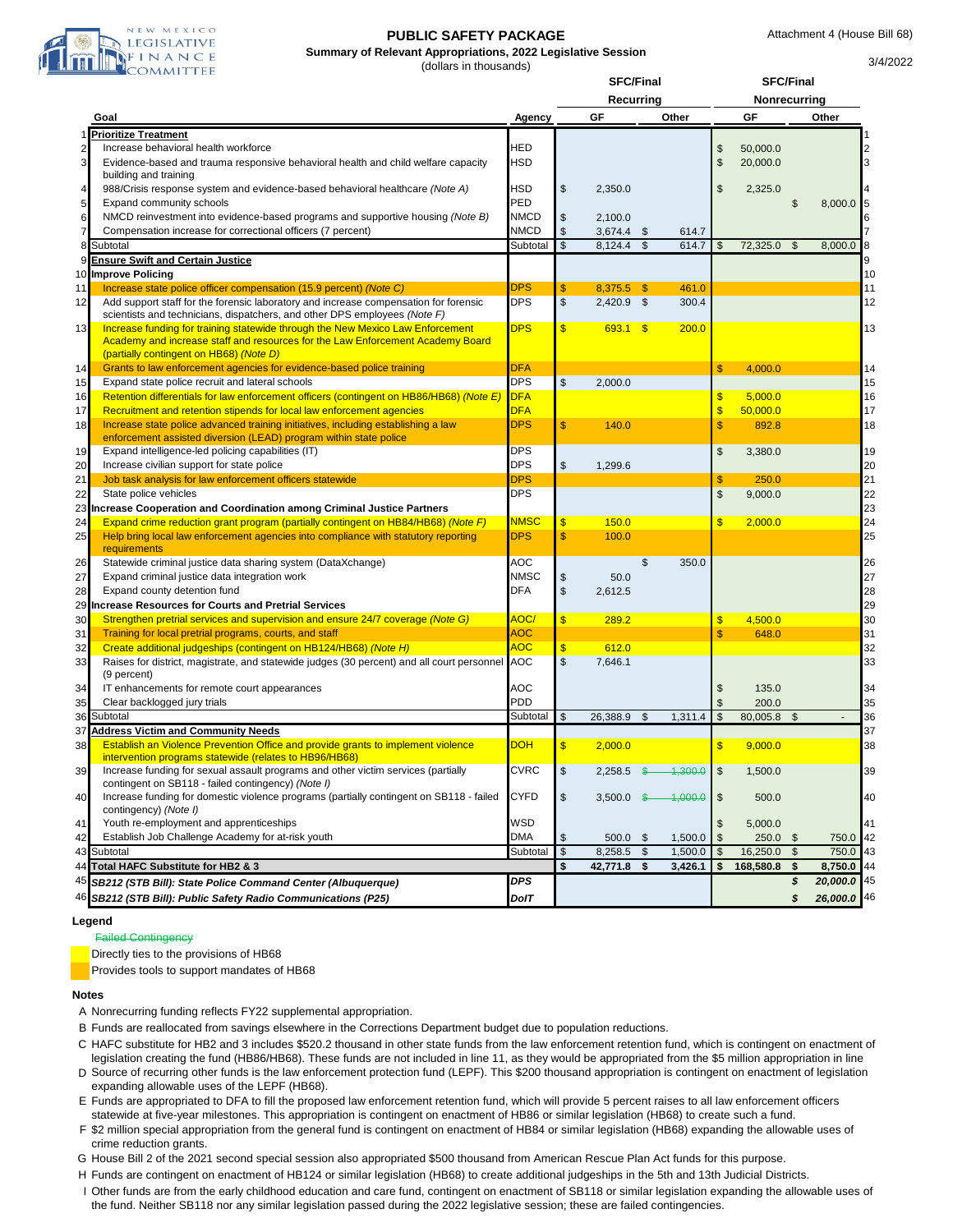NEW MEXICO LEGISLATIVE FINANCE COMMITTEE

Attachment 4 (House Bill 68)

3/4/2022

# PUBLIC SAFETY PACKAGE

**Summary of Relevant Appropriations, 2022 Legislative Session**

(dollars in thousands)

| # | Goal | Agency | SFC/Final Recurring GF | SFC/Final Recurring Other | SFC/Final Nonrecurring GF | SFC/Final Nonrecurring Other | # |
|---|---|---|---|---|---|---|---|
| 1 | **Prioritize Treatment** | | | | | | 1 |
| 2 | Increase behavioral health workforce | HED | | | $ 50,000.0 | | 2 |
| 3 | Evidence-based and trauma responsive behavioral health and child welfare capacity building and training | HSD | | | $ 20,000.0 | | 3 |
| 4 | 988/Crisis response system and evidence-based behavioral healthcare *(Note A)* | HSD | $ 2,350.0 | | $ 2,325.0 | | 4 |
| 5 | Expand community schools | PED | | | | $ 8,000.0 | 5 |
| 6 | NMCD reinvestment into evidence-based programs and supportive housing *(Note B)* | NMCD | $ 2,100.0 | | | | 6 |
| 7 | Compensation increase for correctional officers (7 percent) | NMCD | $ 3,674.4 | $ 614.7 | | | 7 |
| 8 | Subtotal | Subtotal | $ 8,124.4 | $ 614.7 | $ 72,325.0 | $ 8,000.0 | 8 |
| 9 | **Ensure Swift and Certain Justice** | | | | | | 9 |
| 10 | **Improve Policing** | | | | | | 10 |
| 11 | Increase state police officer compensation (15.9 percent) *(Note C)* | DPS | $ 8,375.5 | $ 461.0 | | | 11 |
| 12 | Add support staff for the forensic laboratory and increase compensation for forensic scientists and technicians, dispatchers, and other DPS employees *(Note F)* | DPS | $ 2,420.9 | $ 300.4 | | | 12 |
| 13 | Increase funding for training statewide through the New Mexico Law Enforcement Academy and increase staff and resources for the Law Enforcement Academy Board (partially contingent on HB68) *(Note D)* | DPS | $ 693.1 | $ 200.0 | | | 13 |
| 14 | Grants to law enforcement agencies for evidence-based police training | DFA | | | $ 4,000.0 | | 14 |
| 15 | Expand state police recruit and lateral schools | DPS | $ 2,000.0 | | | | 15 |
| 16 | Retention differentials for law enforcement officers (contingent on HB86/HB68) *(Note E)* | DFA | | | $ 5,000.0 | | 16 |
| 17 | Recruitment and retention stipends for local law enforcement agencies | DFA | | | $ 50,000.0 | | 17 |
| 18 | Increase state police advanced training initiatives, including establishing a law enforcement assisted diversion (LEAD) program within state police | DPS | $ 140.0 | | $ 892.8 | | 18 |
| 19 | Expand intelligence-led policing capabilities (IT) | DPS | | | $ 3,380.0 | | 19 |
| 20 | Increase civilian support for state police | DPS | $ 1,299.6 | | | | 20 |
| 21 | Job task analysis for law enforcement officers statewide | DPS | | | $ 250.0 | | 21 |
| 22 | State police vehicles | DPS | | | $ 9,000.0 | | 22 |
| 23 | **Increase Cooperation and Coordination among Criminal Justice Partners** | | | | | | 23 |
| 24 | Expand crime reduction grant program (partially contingent on HB84/HB68) *(Note F)* | NMSC | $ 150.0 | | $ 2,000.0 | | 24 |
| 25 | Help bring local law enforcement agencies into compliance with statutory reporting requirements | DPS | $ 100.0 | | | | 25 |
| 26 | Statewide criminal justice data sharing system (DataXchange) | AOC | | $ 350.0 | | | 26 |
| 27 | Expand criminal justice data integration work | NMSC | $ 50.0 | | | | 27 |
| 28 | Expand county detention fund | DFA | $ 2,612.5 | | | | 28 |
| 29 | **Increase Resources for Courts and Pretrial Services** | | | | | | 29 |
| 30 | Strengthen pretrial services and supervision and ensure 24/7 coverage *(Note G)* | AOC/ | $ 289.2 | | $ 4,500.0 | | 30 |
| 31 | Training for local pretrial programs, courts, and staff | AOC | | | $ 648.0 | | 31 |
| 32 | Create additional judgeships (contingent on HB124/HB68) *(Note H)* | AOC | $ 612.0 | | | | 32 |
| 33 | Raises for district, magistrate, and statewide judges (30 percent) and all court personnel (9 percent) | AOC | $ 7,646.1 | | | | 33 |
| 34 | IT enhancements for remote court appearances | AOC | | | $ 135.0 | | 34 |
| 35 | Clear backlogged jury trials | PDD | | | $ 200.0 | | 35 |
| 36 | Subtotal | Subtotal | $ 26,388.9 | $ 1,311.4 | $ 80,005.8 | $ - | 36 |
| 37 | **Address Victim and Community Needs** | | | | | | 37 |
| 38 | Establish an Violence Prevention Office and provide grants to implement violence intervention programs statewide (relates to HB96/HB68) | DOH | $ 2,000.0 | | $ 9,000.0 | | 38 |
| 39 | Increase funding for sexual assault programs and other victim services (partially contingent on SB118 - failed contingency) *(Note I)* | CVRC | $ 2,258.5 | ~~$ 1,300.0~~ | $ 1,500.0 | | 39 |
| 40 | Increase funding for domestic violence programs (partially contingent on SB118 - failed contingency) *(Note I)* | CYFD | $ 3,500.0 | ~~$ 1,000.0~~ | $ 500.0 | | 40 |
| 41 | Youth re-employment and apprenticeships | WSD | | | $ 5,000.0 | | 41 |
| 42 | Establish Job Challenge Academy for at-risk youth | DMA | $ 500.0 | $ 1,500.0 | $ 250.0 | $ 750.0 | 42 |
| 43 | Subtotal | Subtotal | $ 8,258.5 | $ 1,500.0 | $ 16,250.0 | $ 750.0 | 43 |
| 44 | **Total HAFC Substitute for HB2 & 3** | | **$ 42,771.8** | **$ 3,426.1** | **$ 168,580.8** | **$ 8,750.0** | 44 |
| 45 | ***SB212 (STB Bill): State Police Command Center (Albuquerque)*** | ***DPS*** | | | | ***$ 20,000.0*** | 45 |
| 46 | ***SB212 (STB Bill): Public Safety Radio Communications (P25)*** | ***DoIT*** | | | | ***$ 26,000.0*** | 46 |

## Legend

~~Failed Contingency~~

Directly ties to the provisions of HB68

Provides tools to support mandates of HB68

## Notes

A Nonrecurring funding reflects FY22 supplemental appropriation.

B Funds are reallocated from savings elsewhere in the Corrections Department budget due to population reductions.

C HAFC substitute for HB2 and 3 includes $520.2 thousand in other state funds from the law enforcement retention fund, which is contingent on enactment of legislation creating the fund (HB86/HB68). These funds are not included in line 11, as they would be appropriated from the $5 million appropriation in line

D Source of recurring other funds is the law enforcement protection fund (LEPF). This $200 thousand appropriation is contingent on enactment of legislation expanding allowable uses of the LEPF (HB68).

E Funds are appropriated to DFA to fill the proposed law enforcement retention fund, which will provide 5 percent raises to all law enforcement officers statewide at five-year milestones. This appropriation is contingent on enactment of HB86 or similar legislation (HB68) to create such a fund.

F $2 million special appropriation from the general fund is contingent on enactment of HB84 or similar legislation (HB68) expanding the allowable uses of crime reduction grants.

G House Bill 2 of the 2021 second special session also appropriated $500 thousand from American Rescue Plan Act funds for this purpose.

H Funds are contingent on enactment of HB124 or similar legislation (HB68) to create additional judgeships in the 5th and 13th Judicial Districts.

I Other funds are from the early childhood education and care fund, contingent on enactment of SB118 or similar legislation expanding the allowable uses of the fund. Neither SB118 nor any similar legislation passed during the 2022 legislative session; these are failed contingencies.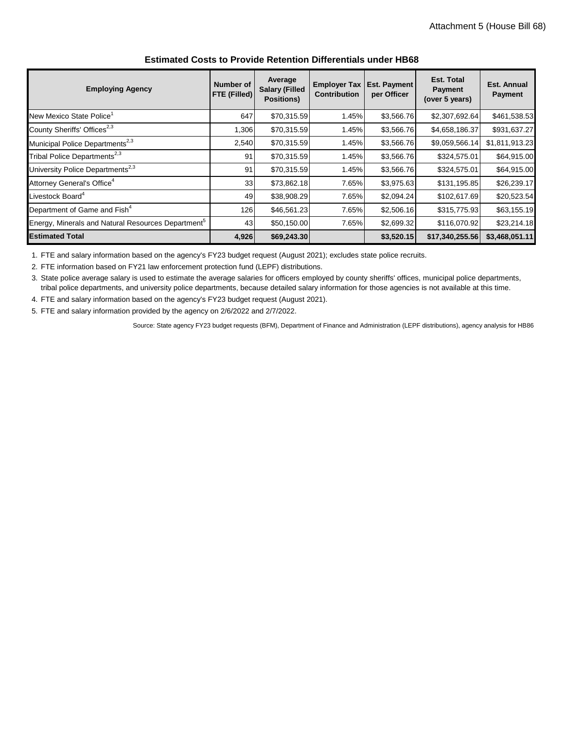Attachment 5 (House Bill 68)

## Estimated Costs to Provide Retention Differentials under HB68

| Employing Agency | Number of FTE (Filled) | Average Salary (Filled Positions) | Employer Tax Contribution | Est. Payment per Officer | Est. Total Payment (over 5 years) | Est. Annual Payment |
|---|---|---|---|---|---|---|
| New Mexico State Police[1] | 647 | $70,315.59 | 1.45% | $3,566.76 | $2,307,692.64 | $461,538.53 |
| County Sheriffs' Offices[2,3] | 1,306 | $70,315.59 | 1.45% | $3,566.76 | $4,658,186.37 | $931,637.27 |
| Municipal Police Departments[2,3] | 2,540 | $70,315.59 | 1.45% | $3,566.76 | $9,059,566.14 | $1,811,913.23 |
| Tribal Police Departments[2,3] | 91 | $70,315.59 | 1.45% | $3,566.76 | $324,575.01 | $64,915.00 |
| University Police Departments[2,3] | 91 | $70,315.59 | 1.45% | $3,566.76 | $324,575.01 | $64,915.00 |
| Attorney General's Office[4] | 33 | $73,862.18 | 7.65% | $3,975.63 | $131,195.85 | $26,239.17 |
| Livestock Board[4] | 49 | $38,908.29 | 7.65% | $2,094.24 | $102,617.69 | $20,523.54 |
| Department of Game and Fish[4] | 126 | $46,561.23 | 7.65% | $2,506.16 | $315,775.93 | $63,155.19 |
| Energy, Minerals and Natural Resources Department[5] | 43 | $50,150.00 | 7.65% | $2,699.32 | $116,070.92 | $23,214.18 |
| **Estimated Total** | **4,926** | **$69,243.30** | | **$3,520.15** | **$17,340,255.56** | **$3,468,051.11** |

1. FTE and salary information based on the agency's FY23 budget request (August 2021); excludes state police recruits.
2. FTE information based on FY21 law enforcement protection fund (LEPF) distributions.
3. State police average salary is used to estimate the average salaries for officers employed by county sheriffs' offices, municipal police departments, tribal police departments, and university police departments, because detailed salary information for those agencies is not available at this time.
4. FTE and salary information based on the agency's FY23 budget request (August 2021).
5. FTE and salary information provided by the agency on 2/6/2022 and 2/7/2022.

Source: State agency FY23 budget requests (BFM), Department of Finance and Administration (LEPF distributions), agency analysis for HB86